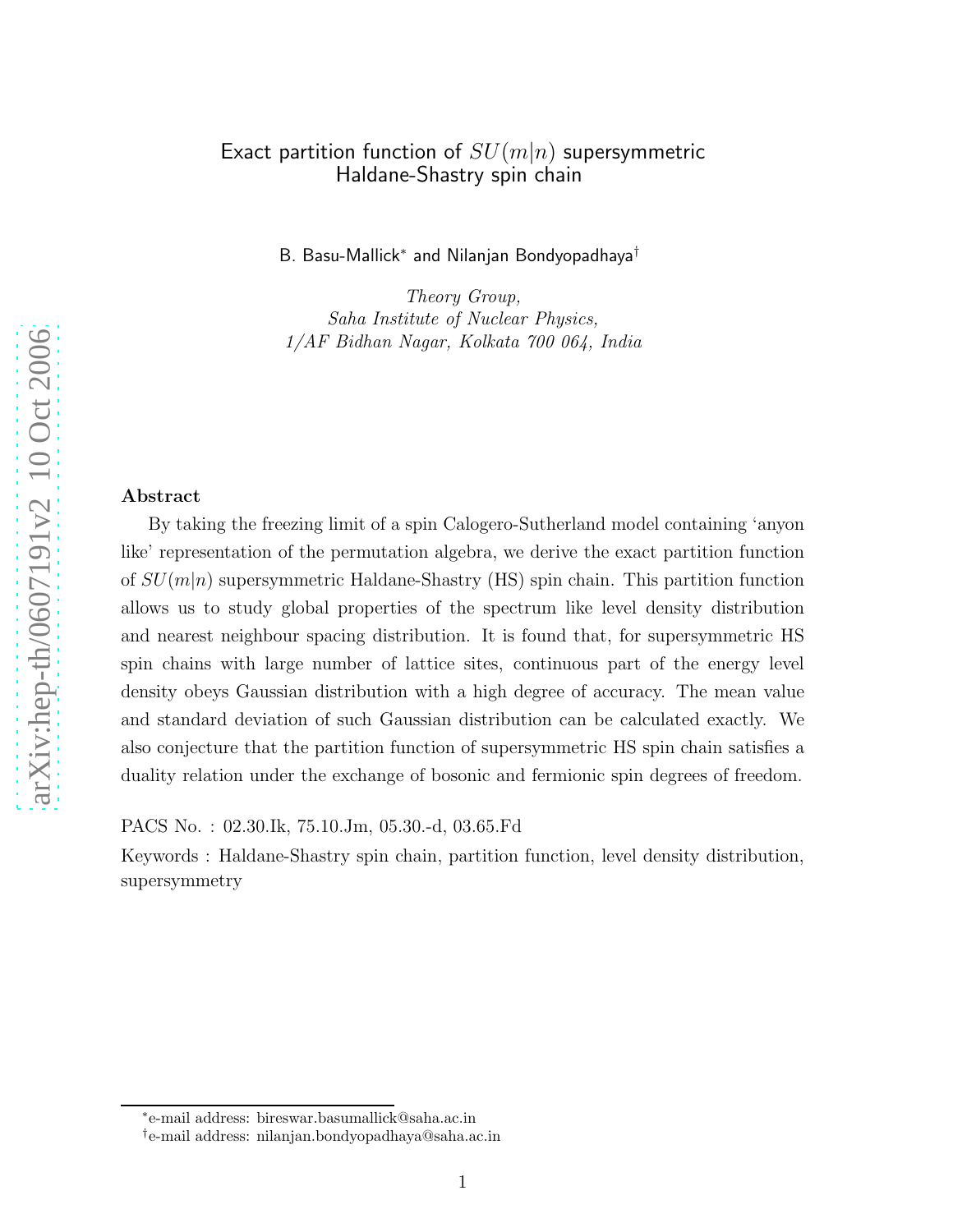# Exact partition function of $SU(m|n)$ supersymmetric Haldane-Shastry spin chain

B. Basu-Mallick[*] and Nilanjan Bondyopadhaya[†]

*Theory Group,*
*Saha Institute of Nuclear Physics,*
*1/AF Bidhan Nagar, Kolkata 700 064, India*

## Abstract

By taking the freezing limit of a spin Calogero-Sutherland model containing 'anyon like' representation of the permutation algebra, we derive the exact partition function of $SU(m|n)$ supersymmetric Haldane-Shastry (HS) spin chain. This partition function allows us to study global properties of the spectrum like level density distribution and nearest neighbour spacing distribution. It is found that, for supersymmetric HS spin chains with large number of lattice sites, continuous part of the energy level density obeys Gaussian distribution with a high degree of accuracy. The mean value and standard deviation of such Gaussian distribution can be calculated exactly. We also conjecture that the partition function of supersymmetric HS spin chain satisfies a duality relation under the exchange of bosonic and fermionic spin degrees of freedom.

PACS No. : 02.30.Ik, 75.10.Jm, 05.30.-d, 03.65.Fd

Keywords : Haldane-Shastry spin chain, partition function, level density distribution, supersymmetry

---

[*]e-mail address: bireswar.basumallick@saha.ac.in

[†]e-mail address: nilanjan.bondyopadhaya@saha.ac.in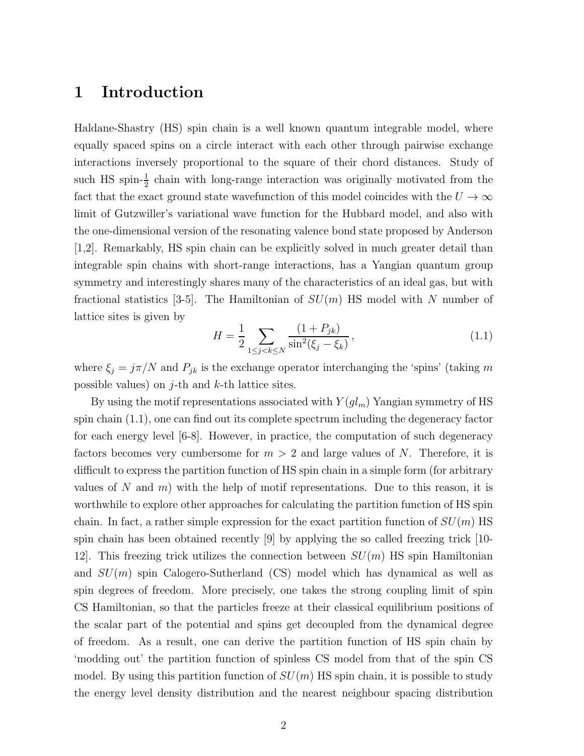# 1 Introduction

Haldane-Shastry (HS) spin chain is a well known quantum integrable model, where equally spaced spins on a circle interact with each other through pairwise exchange interactions inversely proportional to the square of their chord distances. Study of such HS spin-$\frac{1}{2}$ chain with long-range interaction was originally motivated from the fact that the exact ground state wavefunction of this model coincides with the $U \to \infty$ limit of Gutzwiller's variational wave function for the Hubbard model, and also with the one-dimensional version of the resonating valence bond state proposed by Anderson [1,2]. Remarkably, HS spin chain can be explicitly solved in much greater detail than integrable spin chains with short-range interactions, has a Yangian quantum group symmetry and interestingly shares many of the characteristics of an ideal gas, but with fractional statistics [3-5]. The Hamiltonian of $SU(m)$ HS model with $N$ number of lattice sites is given by

$$H = \frac{1}{2} \sum_{1 \leq j < k \leq N} \frac{(1 + P_{jk})}{\sin^2(\xi_j - \xi_k)} \,, \tag{1.1}$$

where $\xi_j = j\pi/N$ and $P_{jk}$ is the exchange operator interchanging the 'spins' (taking $m$ possible values) on $j$-th and $k$-th lattice sites.

By using the motif representations associated with $Y(gl_m)$ Yangian symmetry of HS spin chain (1.1), one can find out its complete spectrum including the degeneracy factor for each energy level [6-8]. However, in practice, the computation of such degeneracy factors becomes very cumbersome for $m > 2$ and large values of $N$. Therefore, it is difficult to express the partition function of HS spin chain in a simple form (for arbitrary values of $N$ and $m$) with the help of motif representations. Due to this reason, it is worthwhile to explore other approaches for calculating the partition function of HS spin chain. In fact, a rather simple expression for the exact partition function of $SU(m)$ HS spin chain has been obtained recently [9] by applying the so called freezing trick [10-12]. This freezing trick utilizes the connection between $SU(m)$ HS spin Hamiltonian and $SU(m)$ spin Calogero-Sutherland (CS) model which has dynamical as well as spin degrees of freedom. More precisely, one takes the strong coupling limit of spin CS Hamiltonian, so that the particles freeze at their classical equilibrium positions of the scalar part of the potential and spins get decoupled from the dynamical degree of freedom. As a result, one can derive the partition function of HS spin chain by 'modding out' the partition function of spinless CS model from that of the spin CS model. By using this partition function of $SU(m)$ HS spin chain, it is possible to study the energy level density distribution and the nearest neighbour spacing distribution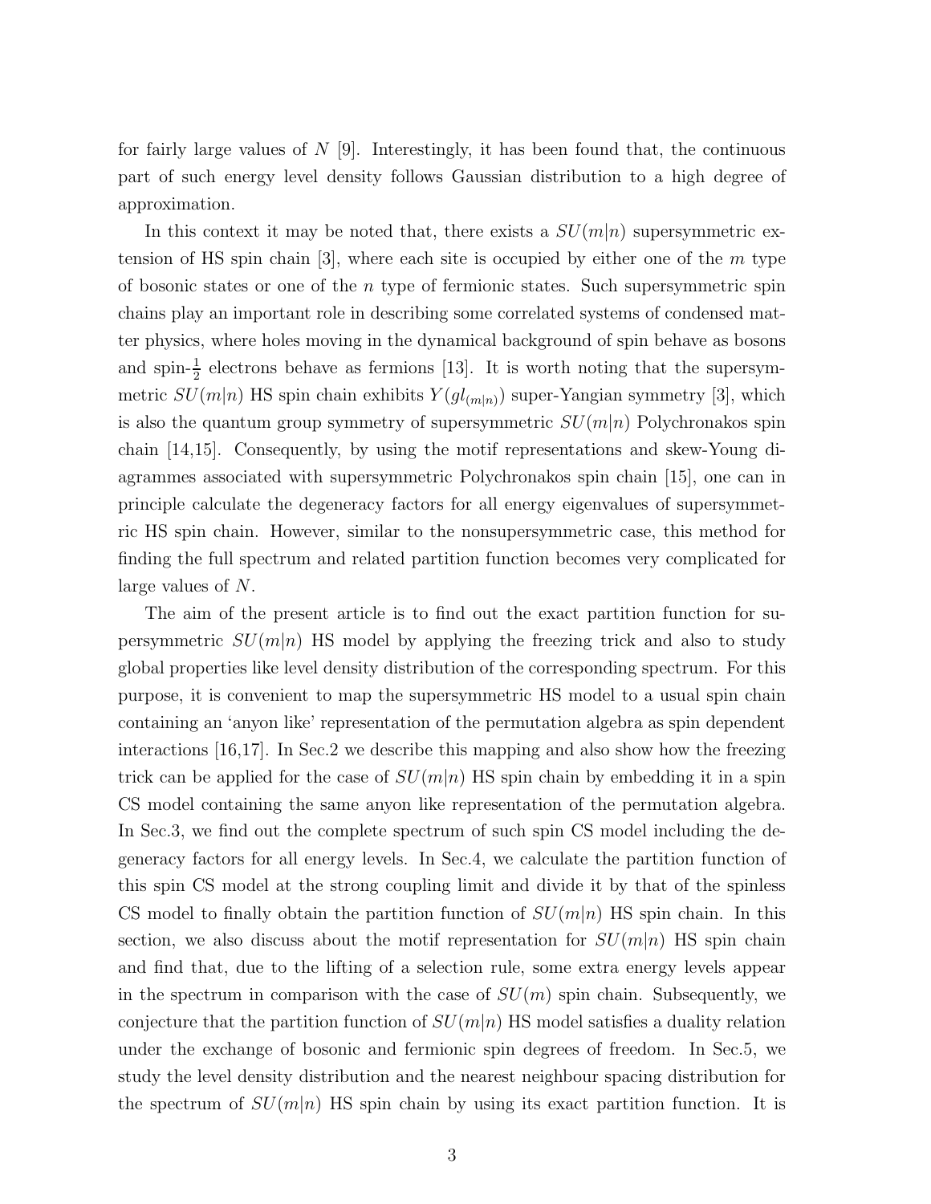for fairly large values of $N$ [9]. Interestingly, it has been found that, the continuous part of such energy level density follows Gaussian distribution to a high degree of approximation.

In this context it may be noted that, there exists a $SU(m|n)$ supersymmetric extension of HS spin chain [3], where each site is occupied by either one of the $m$ type of bosonic states or one of the $n$ type of fermionic states. Such supersymmetric spin chains play an important role in describing some correlated systems of condensed matter physics, where holes moving in the dynamical background of spin behave as bosons and spin-$\frac{1}{2}$ electrons behave as fermions [13]. It is worth noting that the supersymmetric $SU(m|n)$ HS spin chain exhibits $Y(gl_{(m|n)})$ super-Yangian symmetry [3], which is also the quantum group symmetry of supersymmetric $SU(m|n)$ Polychronakos spin chain [14,15]. Consequently, by using the motif representations and skew-Young diagrammes associated with supersymmetric Polychronakos spin chain [15], one can in principle calculate the degeneracy factors for all energy eigenvalues of supersymmetric HS spin chain. However, similar to the nonsupersymmetric case, this method for finding the full spectrum and related partition function becomes very complicated for large values of $N$.

The aim of the present article is to find out the exact partition function for supersymmetric $SU(m|n)$ HS model by applying the freezing trick and also to study global properties like level density distribution of the corresponding spectrum. For this purpose, it is convenient to map the supersymmetric HS model to a usual spin chain containing an 'anyon like' representation of the permutation algebra as spin dependent interactions [16,17]. In Sec.2 we describe this mapping and also show how the freezing trick can be applied for the case of $SU(m|n)$ HS spin chain by embedding it in a spin CS model containing the same anyon like representation of the permutation algebra. In Sec.3, we find out the complete spectrum of such spin CS model including the degeneracy factors for all energy levels. In Sec.4, we calculate the partition function of this spin CS model at the strong coupling limit and divide it by that of the spinless CS model to finally obtain the partition function of $SU(m|n)$ HS spin chain. In this section, we also discuss about the motif representation for $SU(m|n)$ HS spin chain and find that, due to the lifting of a selection rule, some extra energy levels appear in the spectrum in comparison with the case of $SU(m)$ spin chain. Subsequently, we conjecture that the partition function of $SU(m|n)$ HS model satisfies a duality relation under the exchange of bosonic and fermionic spin degrees of freedom. In Sec.5, we study the level density distribution and the nearest neighbour spacing distribution for the spectrum of $SU(m|n)$ HS spin chain by using its exact partition function. It is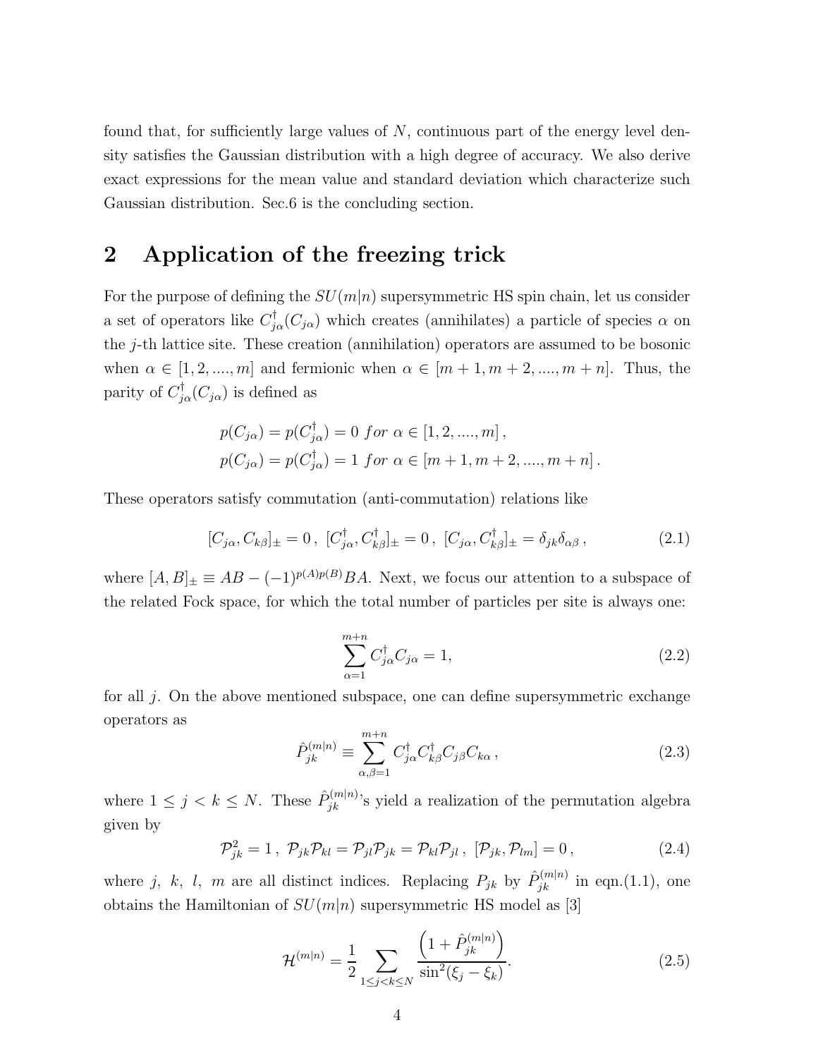found that, for sufficiently large values of $N$, continuous part of the energy level density satisfies the Gaussian distribution with a high degree of accuracy. We also derive exact expressions for the mean value and standard deviation which characterize such Gaussian distribution. Sec.6 is the concluding section.

## 2 Application of the freezing trick

For the purpose of defining the $SU(m|n)$ supersymmetric HS spin chain, let us consider a set of operators like $C_{j\alpha}^\dagger(C_{j\alpha})$ which creates (annihilates) a particle of species $\alpha$ on the $j$-th lattice site. These creation (annihilation) operators are assumed to be bosonic when $\alpha \in [1, 2, ...., m]$ and fermionic when $\alpha \in [m+1, m+2, ...., m+n]$. Thus, the parity of $C_{j\alpha}^\dagger(C_{j\alpha})$ is defined as

$$p(C_{j\alpha}) = p(C_{j\alpha}^\dagger) = 0 \;\; for \;\; \alpha \in [1, 2, ...., m] \, ,$$
$$p(C_{j\alpha}) = p(C_{j\alpha}^\dagger) = 1 \;\; for \;\; \alpha \in [m+1, m+2, ...., m+n] \, .$$

These operators satisfy commutation (anti-commutation) relations like

$$[C_{j\alpha}, C_{k\beta}]_\pm = 0 \, , \;\; [C_{j\alpha}^\dagger, C_{k\beta}^\dagger]_\pm = 0 \, , \;\; [C_{j\alpha}, C_{k\beta}^\dagger]_\pm = \delta_{jk}\delta_{\alpha\beta} \, , \tag{2.1}$$

where $[A, B]_\pm \equiv AB - (-1)^{p(A)p(B)}BA$. Next, we focus our attention to a subspace of the related Fock space, for which the total number of particles per site is always one:

$$\sum_{\alpha=1}^{m+n} C_{j\alpha}^\dagger C_{j\alpha} = 1, \tag{2.2}$$

for all $j$. On the above mentioned subspace, one can define supersymmetric exchange operators as

$$\hat{P}_{jk}^{(m|n)} \equiv \sum_{\alpha,\beta=1}^{m+n} C_{j\alpha}^\dagger C_{k\beta}^\dagger C_{j\beta} C_{k\alpha} \, , \tag{2.3}$$

where $1 \leq j < k \leq N$. These $\hat{P}_{jk}^{(m|n)}$'s yield a realization of the permutation algebra given by

$$\mathcal{P}_{jk}^2 = 1 \, , \;\; \mathcal{P}_{jk}\mathcal{P}_{kl} = \mathcal{P}_{jl}\mathcal{P}_{jk} = \mathcal{P}_{kl}\mathcal{P}_{jl} \, , \;\; [\mathcal{P}_{jk}, \mathcal{P}_{lm}] = 0 \, , \tag{2.4}$$

where $j, \; k, \; l, \; m$ are all distinct indices. Replacing $P_{jk}$ by $\hat{P}_{jk}^{(m|n)}$ in eqn.(1.1), one obtains the Hamiltonian of $SU(m|n)$ supersymmetric HS model as [3]

$$\mathcal{H}^{(m|n)} = \frac{1}{2} \sum_{1 \leq j < k \leq N} \frac{\left(1 + \hat{P}_{jk}^{(m|n)}\right)}{\sin^2(\xi_j - \xi_k)}. \tag{2.5}$$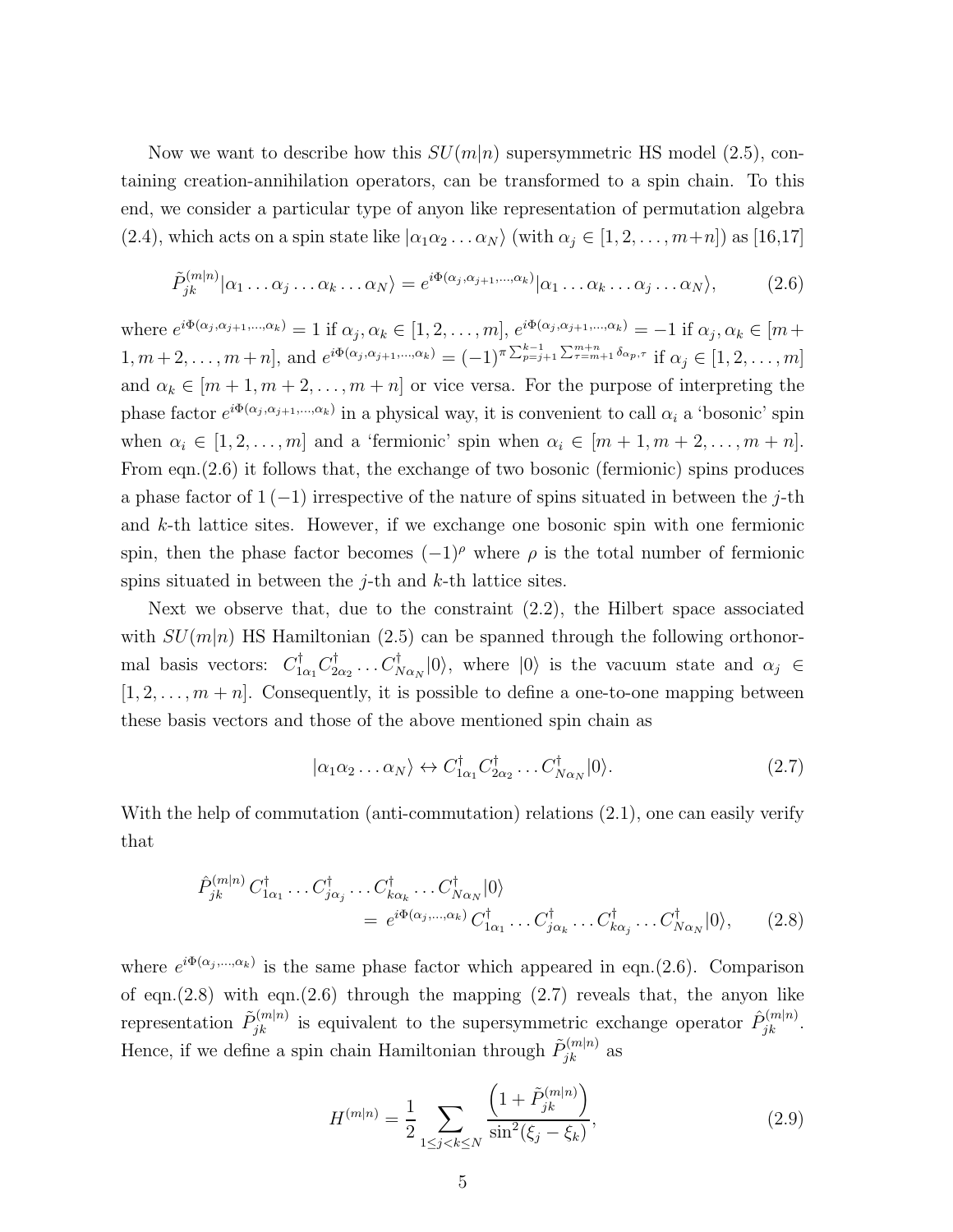Now we want to describe how this $SU(m|n)$ supersymmetric HS model (2.5), containing creation-annihilation operators, can be transformed to a spin chain. To this end, we consider a particular type of anyon like representation of permutation algebra (2.4), which acts on a spin state like $|\alpha_1\alpha_2\ldots\alpha_N\rangle$ (with $\alpha_j \in [1,2,\ldots,m+n]$) as [16,17]

$$
\tilde{P}_{jk}^{(m|n)}|\alpha_1\ldots\alpha_j\ldots\alpha_k\ldots\alpha_N\rangle = e^{i\Phi(\alpha_j,\alpha_{j+1},\ldots,\alpha_k)}|\alpha_1\ldots\alpha_k\ldots\alpha_j\ldots\alpha_N\rangle, \tag{2.6}
$$

where $e^{i\Phi(\alpha_j,\alpha_{j+1},\ldots,\alpha_k)} = 1$ if $\alpha_j,\alpha_k \in [1,2,\ldots,m]$, $e^{i\Phi(\alpha_j,\alpha_{j+1},\ldots,\alpha_k)} = -1$ if $\alpha_j,\alpha_k \in [m+1,m+2,\ldots,m+n]$, and $e^{i\Phi(\alpha_j,\alpha_{j+1},\ldots,\alpha_k)} = (-1)^{\pi\sum_{p=j+1}^{k-1}\sum_{\tau=m+1}^{m+n}\delta_{\alpha_p,\tau}}$ if $\alpha_j \in [1,2,\ldots,m]$ and $\alpha_k \in [m+1,m+2,\ldots,m+n]$ or vice versa. For the purpose of interpreting the phase factor $e^{i\Phi(\alpha_j,\alpha_{j+1},\ldots,\alpha_k)}$ in a physical way, it is convenient to call $\alpha_i$ a 'bosonic' spin when $\alpha_i \in [1,2,\ldots,m]$ and a 'fermionic' spin when $\alpha_i \in [m+1,m+2,\ldots,m+n]$. From eqn.(2.6) it follows that, the exchange of two bosonic (fermionic) spins produces a phase factor of $1\,(-1)$ irrespective of the nature of spins situated in between the $j$-th and $k$-th lattice sites. However, if we exchange one bosonic spin with one fermionic spin, then the phase factor becomes $(-1)^\rho$ where $\rho$ is the total number of fermionic spins situated in between the $j$-th and $k$-th lattice sites.

Next we observe that, due to the constraint (2.2), the Hilbert space associated with $SU(m|n)$ HS Hamiltonian (2.5) can be spanned through the following orthonormal basis vectors: $C_{1\alpha_1}^\dagger C_{2\alpha_2}^\dagger\ldots C_{N\alpha_N}^\dagger|0\rangle$, where $|0\rangle$ is the vacuum state and $\alpha_j \in [1,2,\ldots,m+n]$. Consequently, it is possible to define a one-to-one mapping between these basis vectors and those of the above mentioned spin chain as

$$
|\alpha_1\alpha_2\ldots\alpha_N\rangle \leftrightarrow C_{1\alpha_1}^\dagger C_{2\alpha_2}^\dagger\ldots C_{N\alpha_N}^\dagger|0\rangle. \tag{2.7}
$$

With the help of commutation (anti-commutation) relations (2.1), one can easily verify that

$$
\begin{aligned}
\hat{P}_{jk}^{(m|n)}\,C_{1\alpha_1}^\dagger\ldots C_{j\alpha_j}^\dagger\ldots C_{k\alpha_k}^\dagger\ldots C_{N\alpha_N}^\dagger|0\rangle& \\
= e^{i\Phi(\alpha_j,\ldots,\alpha_k)}\,C_{1\alpha_1}^\dagger\ldots C_{j\alpha_k}^\dagger\ldots C_{k\alpha_j}^\dagger\ldots C_{N\alpha_N}^\dagger|0\rangle&,
\end{aligned} \tag{2.8}
$$

where $e^{i\Phi(\alpha_j,\ldots,\alpha_k)}$ is the same phase factor which appeared in eqn.(2.6). Comparison of eqn.(2.8) with eqn.(2.6) through the mapping (2.7) reveals that, the anyon like representation $\tilde{P}_{jk}^{(m|n)}$ is equivalent to the supersymmetric exchange operator $\hat{P}_{jk}^{(m|n)}$. Hence, if we define a spin chain Hamiltonian through $\tilde{P}_{jk}^{(m|n)}$ as

$$
H^{(m|n)} = \frac{1}{2}\sum_{1\le j<k\le N}\frac{\left(1+\tilde{P}_{jk}^{(m|n)}\right)}{\sin^2(\xi_j-\xi_k)}, \tag{2.9}
$$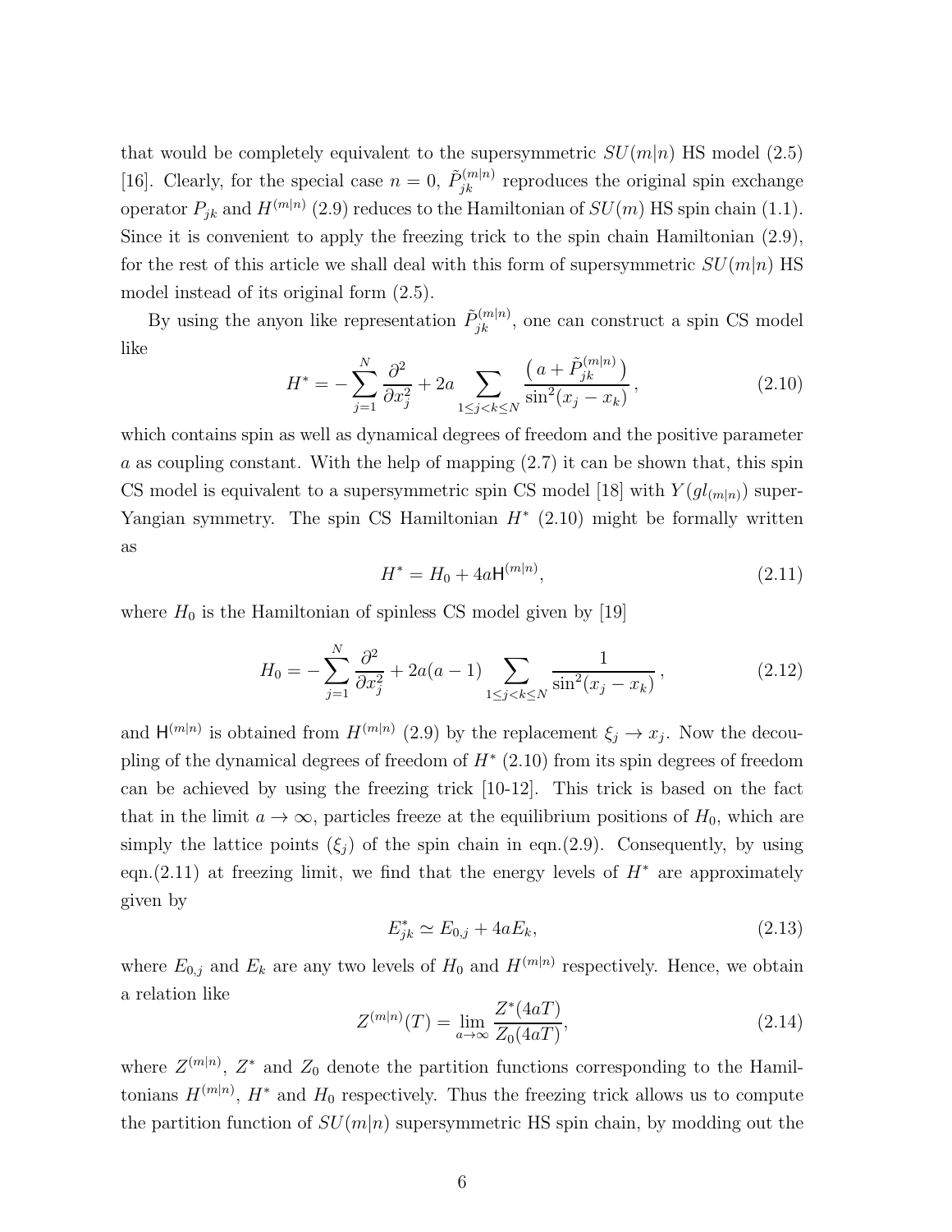that would be completely equivalent to the supersymmetric $SU(m|n)$ HS model (2.5) [16]. Clearly, for the special case $n = 0$, $\tilde{P}_{jk}^{(m|n)}$ reproduces the original spin exchange operator $P_{jk}$ and $H^{(m|n)}$ (2.9) reduces to the Hamiltonian of $SU(m)$ HS spin chain (1.1). Since it is convenient to apply the freezing trick to the spin chain Hamiltonian (2.9), for the rest of this article we shall deal with this form of supersymmetric $SU(m|n)$ HS model instead of its original form (2.5).

By using the anyon like representation $\tilde{P}_{jk}^{(m|n)}$, one can construct a spin CS model like

$$H^* = -\sum_{j=1}^{N} \frac{\partial^2}{\partial x_j^2} + 2a \sum_{1\leq j<k\leq N} \frac{\left( a + \tilde{P}_{jk}^{(m|n)} \right)}{\sin^2(x_j - x_k)}\,, \tag{2.10}$$

which contains spin as well as dynamical degrees of freedom and the positive parameter $a$ as coupling constant. With the help of mapping (2.7) it can be shown that, this spin CS model is equivalent to a supersymmetric spin CS model [18] with $Y(gl_{(m|n)})$ super-Yangian symmetry. The spin CS Hamiltonian $H^*$ (2.10) might be formally written as

$$H^* = H_0 + 4a\mathsf{H}^{(m|n)}, \tag{2.11}$$

where $H_0$ is the Hamiltonian of spinless CS model given by [19]

$$H_0 = -\sum_{j=1}^{N} \frac{\partial^2}{\partial x_j^2} + 2a(a-1) \sum_{1\leq j<k\leq N} \frac{1}{\sin^2(x_j - x_k)}\,, \tag{2.12}$$

and $\mathsf{H}^{(m|n)}$ is obtained from $H^{(m|n)}$ (2.9) by the replacement $\xi_j \rightarrow x_j$. Now the decoupling of the dynamical degrees of freedom of $H^*$ (2.10) from its spin degrees of freedom can be achieved by using the freezing trick [10-12]. This trick is based on the fact that in the limit $a \rightarrow \infty$, particles freeze at the equilibrium positions of $H_0$, which are simply the lattice points ($\xi_j$) of the spin chain in eqn.(2.9). Consequently, by using eqn.(2.11) at freezing limit, we find that the energy levels of $H^*$ are approximately given by

$$E^*_{jk} \simeq E_{0,j} + 4aE_k, \tag{2.13}$$

where $E_{0,j}$ and $E_k$ are any two levels of $H_0$ and $H^{(m|n)}$ respectively. Hence, we obtain a relation like

$$Z^{(m|n)}(T) = \lim_{a\rightarrow\infty} \frac{Z^*(4aT)}{Z_0(4aT)}, \tag{2.14}$$

where $Z^{(m|n)}$, $Z^*$ and $Z_0$ denote the partition functions corresponding to the Hamiltonians $H^{(m|n)}$, $H^*$ and $H_0$ respectively. Thus the freezing trick allows us to compute the partition function of $SU(m|n)$ supersymmetric HS spin chain, by modding out the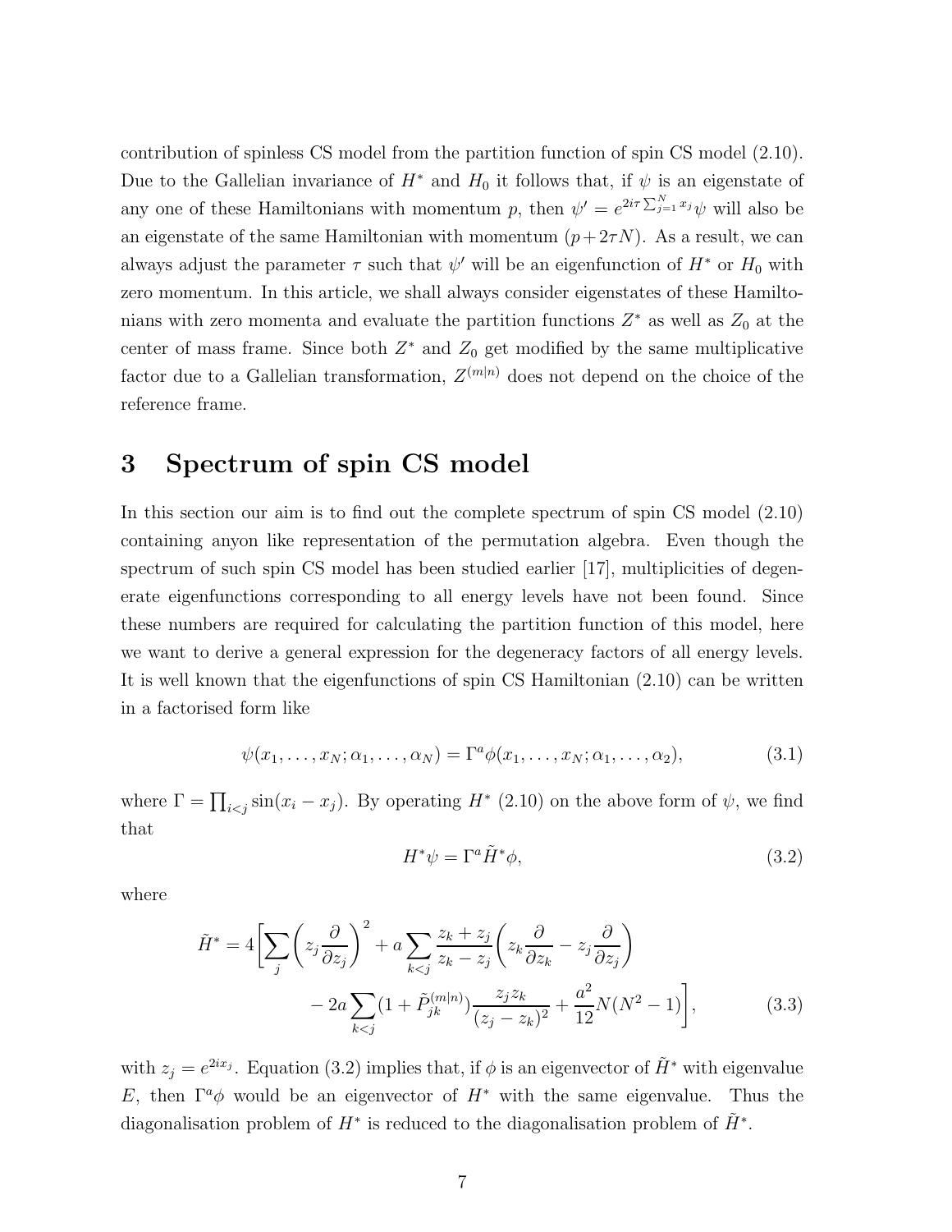contribution of spinless CS model from the partition function of spin CS model (2.10). Due to the Gallelian invariance of $H^*$ and $H_0$ it follows that, if $\psi$ is an eigenstate of any one of these Hamiltonians with momentum $p$, then $\psi' = e^{2i\tau\sum_{j=1}^{N} x_j}\psi$ will also be an eigenstate of the same Hamiltonian with momentum $(p+2\tau N)$. As a result, we can always adjust the parameter $\tau$ such that $\psi'$ will be an eigenfunction of $H^*$ or $H_0$ with zero momentum. In this article, we shall always consider eigenstates of these Hamiltonians with zero momenta and evaluate the partition functions $Z^*$ as well as $Z_0$ at the center of mass frame. Since both $Z^*$ and $Z_0$ get modified by the same multiplicative factor due to a Gallelian transformation, $Z^{(m|n)}$ does not depend on the choice of the reference frame.

# 3 Spectrum of spin CS model

In this section our aim is to find out the complete spectrum of spin CS model (2.10) containing anyon like representation of the permutation algebra. Even though the spectrum of such spin CS model has been studied earlier [17], multiplicities of degenerate eigenfunctions corresponding to all energy levels have not been found. Since these numbers are required for calculating the partition function of this model, here we want to derive a general expression for the degeneracy factors of all energy levels. It is well known that the eigenfunctions of spin CS Hamiltonian (2.10) can be written in a factorised form like

$$\psi(x_1, \dots, x_N; \alpha_1, \dots, \alpha_N) = \Gamma^a \phi(x_1, \dots, x_N; \alpha_1, \dots, \alpha_2), \tag{3.1}$$

where $\Gamma = \prod_{i<j} \sin(x_i - x_j)$. By operating $H^*$ (2.10) on the above form of $\psi$, we find that

$$H^*\psi = \Gamma^a \tilde{H}^* \phi, \tag{3.2}$$

where

$$\tilde{H}^* = 4\Bigg[\sum_j \left(z_j \frac{\partial}{\partial z_j}\right)^2 + a\sum_{k<j} \frac{z_k + z_j}{z_k - z_j}\left(z_k \frac{\partial}{\partial z_k} - z_j \frac{\partial}{\partial z_j}\right) \\ - 2a\sum_{k<j}(1 + \tilde{P}_{jk}^{(m|n)})\frac{z_j z_k}{(z_j - z_k)^2} + \frac{a^2}{12}N(N^2-1)\Bigg], \tag{3.3}$$

with $z_j = e^{2ix_j}$. Equation (3.2) implies that, if $\phi$ is an eigenvector of $\tilde{H}^*$ with eigenvalue $E$, then $\Gamma^a\phi$ would be an eigenvector of $H^*$ with the same eigenvalue. Thus the diagonalisation problem of $H^*$ is reduced to the diagonalisation problem of $\tilde{H}^*$.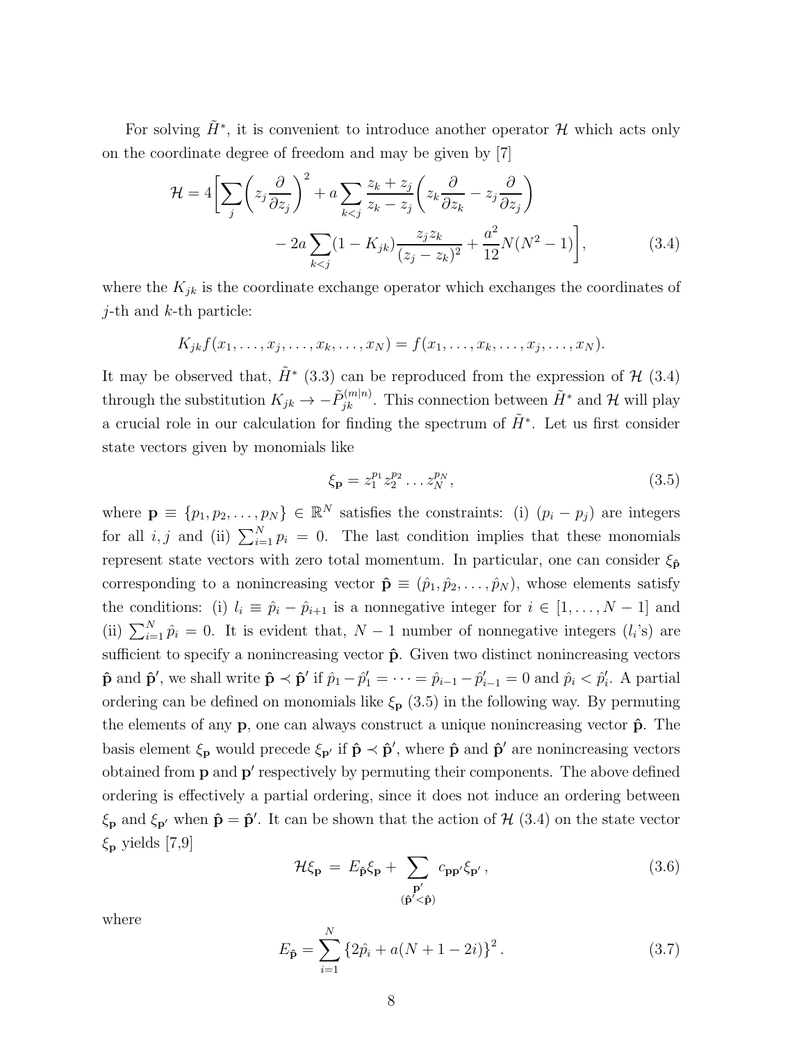For solving $\tilde{H}^*$, it is convenient to introduce another operator $\mathcal{H}$ which acts only on the coordinate degree of freedom and may be given by [7]

$$
\begin{aligned}
\mathcal{H} = 4\Bigg[\sum_j \left( z_j \frac{\partial}{\partial z_j} \right)^2 + a \sum_{k<j} \frac{z_k + z_j}{z_k - z_j} \left( z_k \frac{\partial}{\partial z_k} - z_j \frac{\partial}{\partial z_j} \right) \\
- 2a \sum_{k<j} (1 - K_{jk}) \frac{z_j z_k}{(z_j - z_k)^2} + \frac{a^2}{12} N(N^2 - 1) \Bigg],
\end{aligned} \tag{3.4}
$$

where the $K_{jk}$ is the coordinate exchange operator which exchanges the coordinates of $j$-th and $k$-th particle:

$$
K_{jk} f(x_1, \ldots, x_j, \ldots, x_k, \ldots, x_N) = f(x_1, \ldots, x_k, \ldots, x_j, \ldots, x_N).
$$

It may be observed that, $\tilde{H}^*$ (3.3) can be reproduced from the expression of $\mathcal{H}$ (3.4) through the substitution $K_{jk} \to -\tilde{P}_{jk}^{(m|n)}$. This connection between $\tilde{H}^*$ and $\mathcal{H}$ will play a crucial role in our calculation for finding the spectrum of $\tilde{H}^*$. Let us first consider state vectors given by monomials like

$$
\xi_{\mathbf{p}} = z_1^{p_1} z_2^{p_2} \ldots z_N^{p_N}, \tag{3.5}
$$

where $\mathbf{p} \equiv \{p_1, p_2, \ldots, p_N\} \in \mathbb{R}^N$ satisfies the constraints: (i) $(p_i - p_j)$ are integers for all $i, j$ and (ii) $\sum_{i=1}^N p_i = 0$. The last condition implies that these monomials represent state vectors with zero total momentum. In particular, one can consider $\xi_{\hat{\mathbf{p}}}$ corresponding to a nonincreasing vector $\hat{\mathbf{p}} \equiv (\hat{p}_1, \hat{p}_2, \ldots, \hat{p}_N)$, whose elements satisfy the conditions: (i) $l_i \equiv \hat{p}_i - \hat{p}_{i+1}$ is a nonnegative integer for $i \in [1, \ldots, N-1]$ and (ii) $\sum_{i=1}^N \hat{p}_i = 0$. It is evident that, $N-1$ number of nonnegative integers ($l_i$'s) are sufficient to specify a nonincreasing vector $\hat{\mathbf{p}}$. Given two distinct nonincreasing vectors $\hat{\mathbf{p}}$ and $\hat{\mathbf{p}}'$, we shall write $\hat{\mathbf{p}} \prec \hat{\mathbf{p}}'$ if $\hat{p}_1 - \hat{p}_1' = \cdots = \hat{p}_{i-1} - \hat{p}_{i-1}' = 0$ and $\hat{p}_i < \hat{p}_i'$. A partial ordering can be defined on monomials like $\xi_{\mathbf{p}}$ (3.5) in the following way. By permuting the elements of any $\mathbf{p}$, one can always construct a unique nonincreasing vector $\hat{\mathbf{p}}$. The basis element $\xi_{\mathbf{p}}$ would precede $\xi_{\mathbf{p}'}$ if $\hat{\mathbf{p}} \prec \hat{\mathbf{p}}'$, where $\hat{\mathbf{p}}$ and $\hat{\mathbf{p}}'$ are nonincreasing vectors obtained from $\mathbf{p}$ and $\mathbf{p}'$ respectively by permuting their components. The above defined ordering is effectively a partial ordering, since it does not induce an ordering between $\xi_{\mathbf{p}}$ and $\xi_{\mathbf{p}'}$ when $\hat{\mathbf{p}} = \hat{\mathbf{p}}'$. It can be shown that the action of $\mathcal{H}$ (3.4) on the state vector $\xi_{\mathbf{p}}$ yields [7,9]

$$
\mathcal{H} \xi_{\mathbf{p}} = E_{\hat{\mathbf{p}}} \xi_{\mathbf{p}} + \sum_{\substack{\mathbf{p}' \\ (\hat{\mathbf{p}}' \prec \hat{\mathbf{p}})}} c_{\mathbf{p}\mathbf{p}'} \xi_{\mathbf{p}'}, \tag{3.6}
$$

where

$$
E_{\hat{\mathbf{p}}} = \sum_{i=1}^N \left\{ 2\hat{p}_i + a(N + 1 - 2i) \right\}^2. \tag{3.7}
$$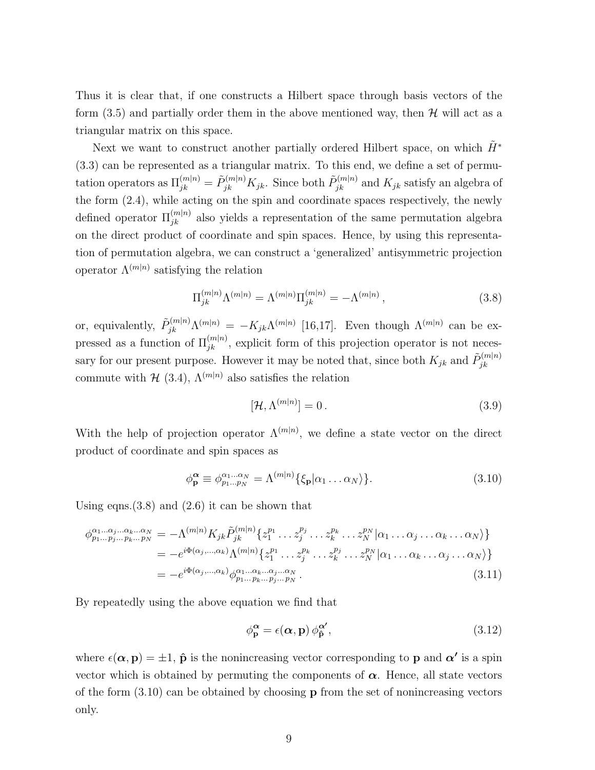Thus it is clear that, if one constructs a Hilbert space through basis vectors of the form (3.5) and partially order them in the above mentioned way, then $\mathcal{H}$ will act as a triangular matrix on this space.

Next we want to construct another partially ordered Hilbert space, on which $\tilde{H}^*$ (3.3) can be represented as a triangular matrix. To this end, we define a set of permutation operators as $\Pi_{jk}^{(m|n)} = \tilde{P}_{jk}^{(m|n)} K_{jk}$. Since both $\tilde{P}_{jk}^{(m|n)}$ and $K_{jk}$ satisfy an algebra of the form (2.4), while acting on the spin and coordinate spaces respectively, the newly defined operator $\Pi_{jk}^{(m|n)}$ also yields a representation of the same permutation algebra on the direct product of coordinate and spin spaces. Hence, by using this representation of permutation algebra, we can construct a 'generalized' antisymmetric projection operator $\Lambda^{(m|n)}$ satisfying the relation

$$\Pi_{jk}^{(m|n)} \Lambda^{(m|n)} = \Lambda^{(m|n)} \Pi_{jk}^{(m|n)} = -\Lambda^{(m|n)} \,, \tag{3.8}$$

or, equivalently, $\tilde{P}_{jk}^{(m|n)} \Lambda^{(m|n)} = -K_{jk} \Lambda^{(m|n)}$ [16,17]. Even though $\Lambda^{(m|n)}$ can be expressed as a function of $\Pi_{jk}^{(m|n)}$, explicit form of this projection operator is not necessary for our present purpose. However it may be noted that, since both $K_{jk}$ and $\tilde{P}_{jk}^{(m|n)}$ commute with $\mathcal{H}$ (3.4), $\Lambda^{(m|n)}$ also satisfies the relation

$$[\mathcal{H}, \Lambda^{(m|n)}] = 0 \,. \tag{3.9}$$

With the help of projection operator $\Lambda^{(m|n)}$, we define a state vector on the direct product of coordinate and spin spaces as

$$\phi_{\mathbf{p}}^{\boldsymbol{\alpha}} \equiv \phi_{p_1 \dots p_N}^{\alpha_1 \dots \alpha_N} = \Lambda^{(m|n)} \{ \xi_{\mathbf{p}} | \alpha_1 \dots \alpha_N \rangle \}. \tag{3.10}$$

Using eqns.(3.8) and (2.6) it can be shown that

$$\begin{aligned}
\phi^{\alpha_1 \dots \alpha_j \dots \alpha_k \dots \alpha_N}_{p_1 \dots p_j \dots p_k \dots p_N} &= -\Lambda^{(m|n)} K_{jk} \tilde{P}_{jk}^{(m|n)} \{ z_1^{p_1} \dots z_j^{p_j} \dots z_k^{p_k} \dots z_N^{p_N} | \alpha_1 \dots \alpha_j \dots \alpha_k \dots \alpha_N \rangle \} \\
&= -e^{i\Phi(\alpha_j, \dots, \alpha_k)} \Lambda^{(m|n)} \{ z_1^{p_1} \dots z_j^{p_k} \dots z_k^{p_j} \dots z_N^{p_N} | \alpha_1 \dots \alpha_k \dots \alpha_j \dots \alpha_N \rangle \} \\
&= -e^{i\Phi(\alpha_j, \dots, \alpha_k)} \phi^{\alpha_1 \dots \alpha_k \dots \alpha_j \dots \alpha_N}_{p_1 \dots p_k \dots p_j \dots p_N} \,.
\end{aligned} \tag{3.11}$$

By repeatedly using the above equation we find that

$$\phi_{\mathbf{p}}^{\boldsymbol{\alpha}} = \epsilon(\boldsymbol{\alpha}, \mathbf{p}) \, \phi_{\hat{\mathbf{p}}}^{\boldsymbol{\alpha'}}, \tag{3.12}$$

where $\epsilon(\boldsymbol{\alpha}, \mathbf{p}) = \pm 1$, $\hat{\mathbf{p}}$ is the nonincreasing vector corresponding to $\mathbf{p}$ and $\boldsymbol{\alpha'}$ is a spin vector which is obtained by permuting the components of $\boldsymbol{\alpha}$. Hence, all state vectors of the form (3.10) can be obtained by choosing $\mathbf{p}$ from the set of nonincreasing vectors only.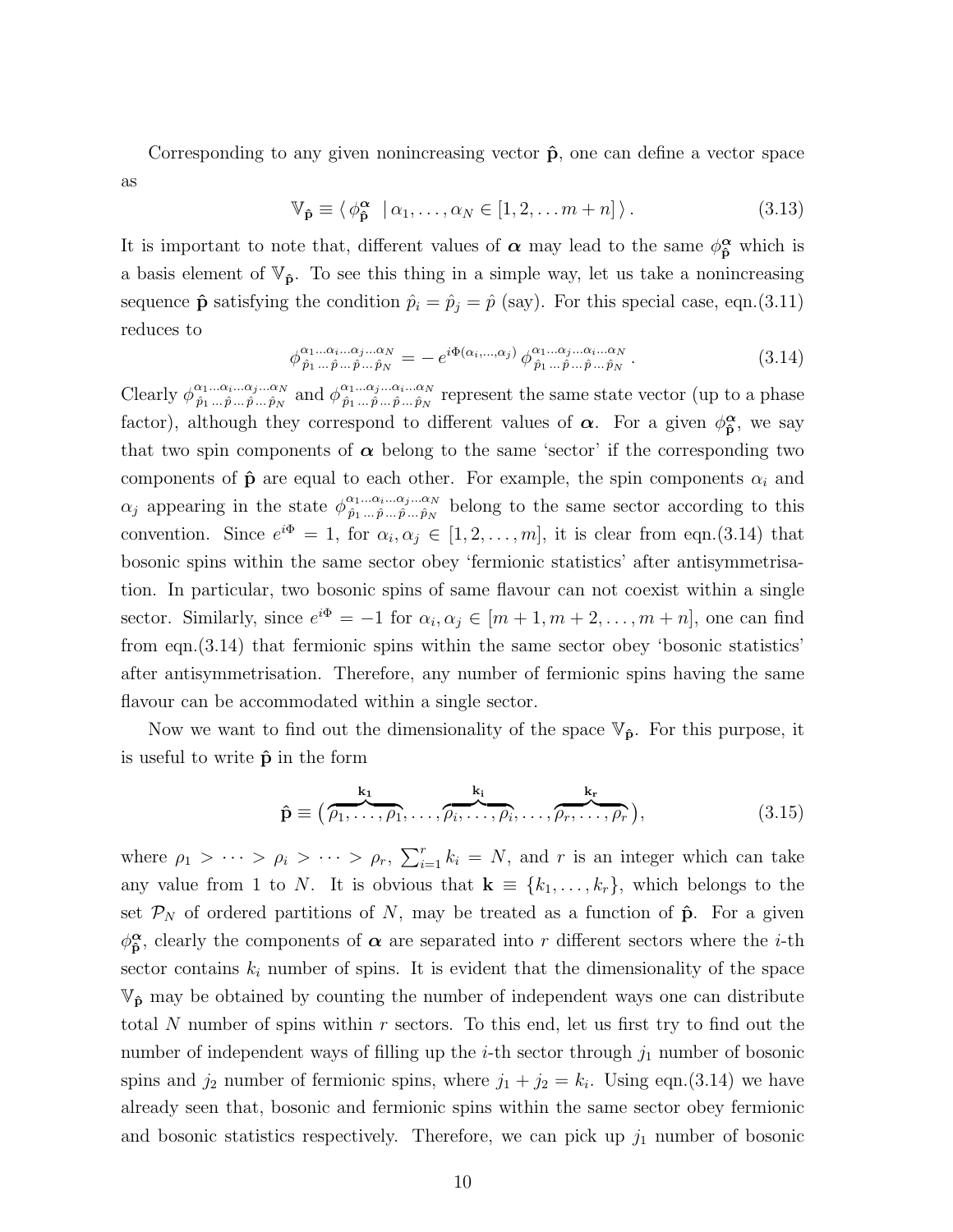Corresponding to any given nonincreasing vector $\hat{\mathbf{p}}$, one can define a vector space as

$$\mathbb{V}_{\hat{\mathbf{p}}} \equiv \langle \, \phi^{\boldsymbol{\alpha}}_{\hat{\mathbf{p}}} \;\; | \, \alpha_1, \ldots , \alpha_N \in [1, 2, \ldots m+n] \, \rangle \, . \tag{3.13}$$

It is important to note that, different values of $\boldsymbol{\alpha}$ may lead to the same $\phi^{\boldsymbol{\alpha}}_{\hat{\mathbf{p}}}$ which is a basis element of $\mathbb{V}_{\hat{\mathbf{p}}}$. To see this thing in a simple way, let us take a nonincreasing sequence $\hat{\mathbf{p}}$ satisfying the condition $\hat{p}_i = \hat{p}_j = \hat{p}$ (say). For this special case, eqn.(3.11) reduces to

$$\phi^{\alpha_1 \ldots \alpha_i \ldots \alpha_j \ldots \alpha_N}_{\hat{p}_1 \ldots \hat{p} \ldots \hat{p} \ldots \hat{p}_N} = - \, e^{i\Phi(\alpha_i, \ldots, \alpha_j)} \, \phi^{\alpha_1 \ldots \alpha_j \ldots \alpha_i \ldots \alpha_N}_{\hat{p}_1 \ldots \hat{p} \ldots \hat{p} \ldots \hat{p}_N} \, . \tag{3.14}$$

Clearly $\phi^{\alpha_1 \ldots \alpha_i \ldots \alpha_j \ldots \alpha_N}_{\hat{p}_1 \ldots \hat{p} \ldots \hat{p} \ldots \hat{p}_N}$ and $\phi^{\alpha_1 \ldots \alpha_j \ldots \alpha_i \ldots \alpha_N}_{\hat{p}_1 \ldots \hat{p} \ldots \hat{p} \ldots \hat{p}_N}$ represent the same state vector (up to a phase factor), although they correspond to different values of $\boldsymbol{\alpha}$. For a given $\phi^{\boldsymbol{\alpha}}_{\hat{\mathbf{p}}}$, we say that two spin components of $\boldsymbol{\alpha}$ belong to the same 'sector' if the corresponding two components of $\hat{\mathbf{p}}$ are equal to each other. For example, the spin components $\alpha_i$ and $\alpha_j$ appearing in the state $\phi^{\alpha_1 \ldots \alpha_i \ldots \alpha_j \ldots \alpha_N}_{\hat{p}_1 \ldots \hat{p} \ldots \hat{p} \ldots \hat{p}_N}$ belong to the same sector according to this convention. Since $e^{i\Phi} = 1$, for $\alpha_i, \alpha_j \in [1, 2, \ldots, m]$, it is clear from eqn.(3.14) that bosonic spins within the same sector obey 'fermionic statistics' after antisymmetrisation. In particular, two bosonic spins of same flavour can not coexist within a single sector. Similarly, since $e^{i\Phi} = -1$ for $\alpha_i, \alpha_j \in [m+1, m+2, \ldots, m+n]$, one can find from eqn.(3.14) that fermionic spins within the same sector obey 'bosonic statistics' after antisymmetrisation. Therefore, any number of fermionic spins having the same flavour can be accommodated within a single sector.

Now we want to find out the dimensionality of the space $\mathbb{V}_{\hat{\mathbf{p}}}$. For this purpose, it is useful to write $\hat{\mathbf{p}}$ in the form

$$\hat{\mathbf{p}} \equiv \big( \overbrace{\rho_1, \ldots , \rho_1}^{\mathbf{k_1}}, \ldots , \overbrace{\rho_i, \ldots , \rho_i}^{\mathbf{k_i}}, \ldots , \overbrace{\rho_r, \ldots , \rho_r}^{\mathbf{k_r}} \big), \tag{3.15}$$

where $\rho_1 > \cdots > \rho_i > \cdots > \rho_r$, $\sum_{i=1}^{r} k_i = N$, and $r$ is an integer which can take any value from 1 to $N$. It is obvious that $\mathbf{k} \equiv \{k_1, \ldots , k_r\}$, which belongs to the set $\mathcal{P}_N$ of ordered partitions of $N$, may be treated as a function of $\hat{\mathbf{p}}$. For a given $\phi^{\boldsymbol{\alpha}}_{\hat{\mathbf{p}}}$, clearly the components of $\boldsymbol{\alpha}$ are separated into $r$ different sectors where the $i$-th sector contains $k_i$ number of spins. It is evident that the dimensionality of the space $\mathbb{V}_{\hat{\mathbf{p}}}$ may be obtained by counting the number of independent ways one can distribute total $N$ number of spins within $r$ sectors. To this end, let us first try to find out the number of independent ways of filling up the $i$-th sector through $j_1$ number of bosonic spins and $j_2$ number of fermionic spins, where $j_1 + j_2 = k_i$. Using eqn.(3.14) we have already seen that, bosonic and fermionic spins within the same sector obey fermionic and bosonic statistics respectively. Therefore, we can pick up $j_1$ number of bosonic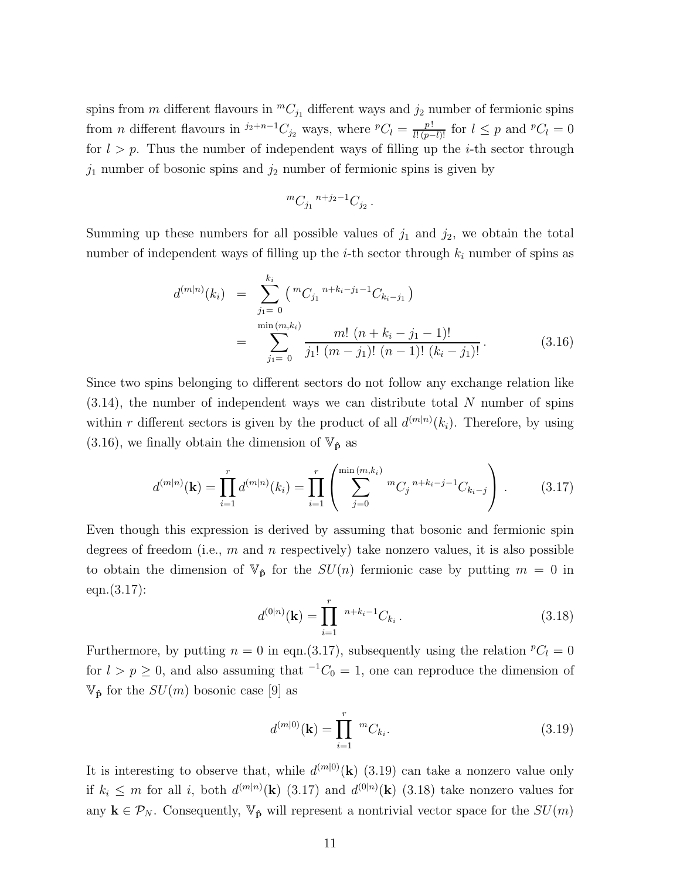spins from $m$ different flavours in ${}^{m}C_{j_1}$ different ways and $j_2$ number of fermionic spins from $n$ different flavours in ${}^{j_2+n-1}C_{j_2}$ ways, where ${}^{p}C_l = \frac{p!}{l!\,(p-l)!}$ for $l \leq p$ and ${}^{p}C_l = 0$ for $l > p$. Thus the number of independent ways of filling up the $i$-th sector through $j_1$ number of bosonic spins and $j_2$ number of fermionic spins is given by

$$
{}^{m}C_{j_1}\,{}^{n+j_2-1}C_{j_2}\,.
$$

Summing up these numbers for all possible values of $j_1$ and $j_2$, we obtain the total number of independent ways of filling up the $i$-th sector through $k_i$ number of spins as

$$
\begin{aligned}
d^{(m|n)}(k_i) &= \sum_{j_1=\,0}^{k_i} \left( {}^{m}C_{j_1}\,{}^{n+k_i-j_1-1}C_{k_i-j_1} \right) \\
&= \sum_{j_1=\,0}^{\min(m,k_i)} \frac{m!\;(n+k_i-j_1-1)!}{j_1!\;(m-j_1)!\;(n-1)!\;(k_i-j_1)!}\,. \qquad (3.16)
\end{aligned}
$$

Since two spins belonging to different sectors do not follow any exchange relation like (3.14), the number of independent ways we can distribute total $N$ number of spins within $r$ different sectors is given by the product of all $d^{(m|n)}(k_i)$. Therefore, by using (3.16), we finally obtain the dimension of $\mathbb{V}_{\hat{\mathbf{p}}}$ as

$$
d^{(m|n)}(\mathbf{k}) = \prod_{i=1}^{r} d^{(m|n)}(k_i) = \prod_{i=1}^{r} \left( \sum_{j=0}^{\min(m,k_i)} {}^{m}C_j\,{}^{n+k_i-j-1}C_{k_i-j} \right). \qquad (3.17)
$$

Even though this expression is derived by assuming that bosonic and fermionic spin degrees of freedom (i.e., $m$ and $n$ respectively) take nonzero values, it is also possible to obtain the dimension of $\mathbb{V}_{\hat{\mathbf{p}}}$ for the $SU(n)$ fermionic case by putting $m = 0$ in eqn.(3.17):

$$
d^{(0|n)}(\mathbf{k}) = \prod_{i=1}^{r} {}^{n+k_i-1}C_{k_i}\,. \qquad (3.18)
$$

Furthermore, by putting $n = 0$ in eqn.(3.17), subsequently using the relation ${}^{p}C_l = 0$ for $l > p \geq 0$, and also assuming that ${}^{-1}C_0 = 1$, one can reproduce the dimension of $\mathbb{V}_{\hat{\mathbf{p}}}$ for the $SU(m)$ bosonic case [9] as

$$
d^{(m|0)}(\mathbf{k}) = \prod_{i=1}^{r} {}^{m}C_{k_i}. \qquad (3.19)
$$

It is interesting to observe that, while $d^{(m|0)}(\mathbf{k})$ (3.19) can take a nonzero value only if $k_i \leq m$ for all $i$, both $d^{(m|n)}(\mathbf{k})$ (3.17) and $d^{(0|n)}(\mathbf{k})$ (3.18) take nonzero values for any $\mathbf{k} \in \mathcal{P}_N$. Consequently, $\mathbb{V}_{\hat{\mathbf{p}}}$ will represent a nontrivial vector space for the $SU(m)$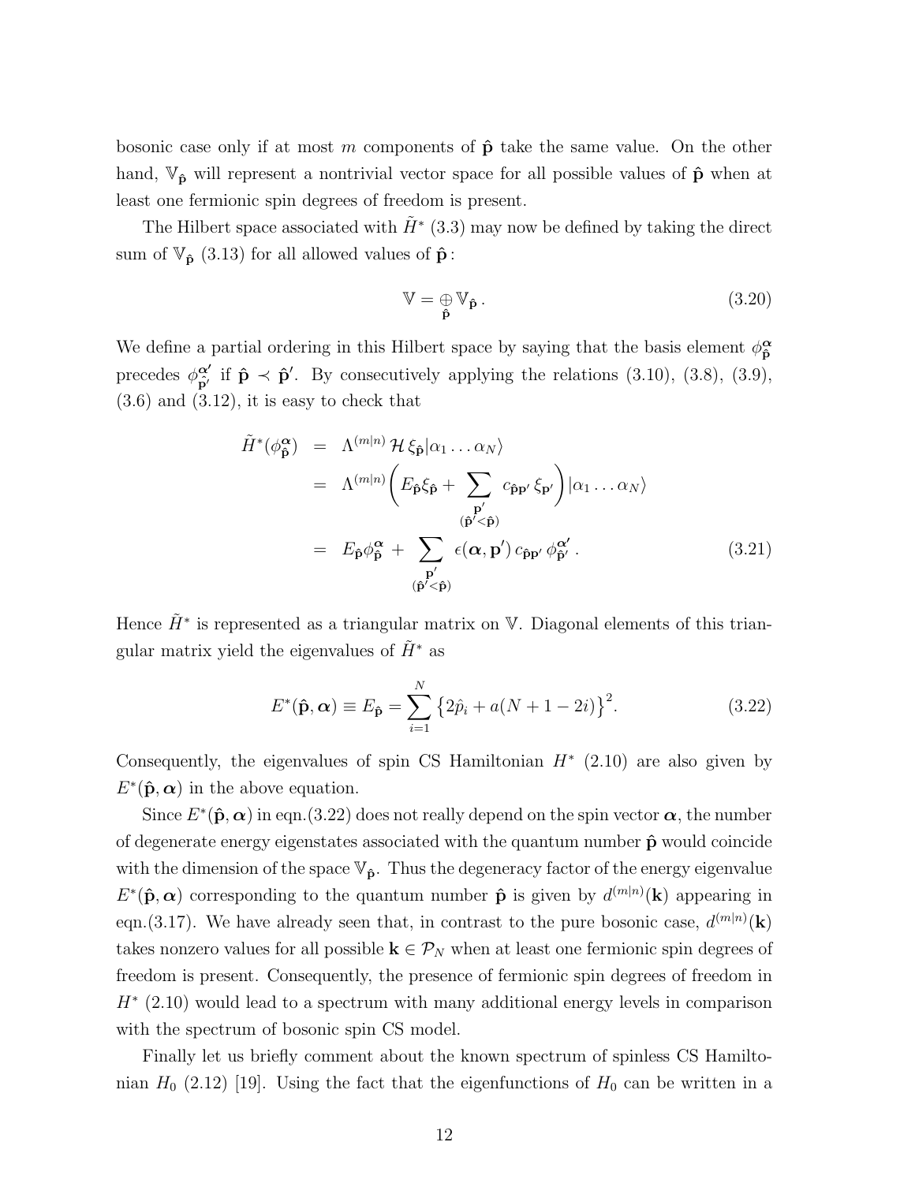bosonic case only if at most $m$ components of $\hat{\mathbf{p}}$ take the same value. On the other hand, $\mathbb{V}_{\hat{\mathbf{p}}}$ will represent a nontrivial vector space for all possible values of $\hat{\mathbf{p}}$ when at least one fermionic spin degrees of freedom is present.

The Hilbert space associated with $\tilde{H}^*$ (3.3) may now be defined by taking the direct sum of $\mathbb{V}_{\hat{\mathbf{p}}}$ (3.13) for all allowed values of $\hat{\mathbf{p}}$ :

$$\mathbb{V} = \underset{\hat{\mathbf{p}}}{\oplus} \mathbb{V}_{\hat{\mathbf{p}}} \,. \tag{3.20}$$

We define a partial ordering in this Hilbert space by saying that the basis element $\phi_{\hat{\mathbf{p}}}^{\boldsymbol{\alpha}}$ precedes $\phi_{\hat{\mathbf{p}}'}^{\boldsymbol{\alpha}'}$ if $\hat{\mathbf{p}} \prec \hat{\mathbf{p}}'$. By consecutively applying the relations (3.10), (3.8), (3.9), (3.6) and (3.12), it is easy to check that

$$\begin{aligned}
\tilde{H}^*(\phi_{\hat{\mathbf{p}}}^{\boldsymbol{\alpha}}) &= \Lambda^{(m|n)}\, \mathcal{H}\, \xi_{\hat{\mathbf{p}}} |\alpha_1 \dots \alpha_N\rangle \\
&= \Lambda^{(m|n)} \Bigg( E_{\hat{\mathbf{p}}} \xi_{\hat{\mathbf{p}}} + \sum_{\substack{\mathbf{p}' \\ (\hat{\mathbf{p}}' < \hat{\mathbf{p}})}} c_{\hat{\mathbf{p}}\mathbf{p}'}\, \xi_{\mathbf{p}'} \Bigg) |\alpha_1 \dots \alpha_N\rangle \\
&= E_{\hat{\mathbf{p}}} \phi_{\hat{\mathbf{p}}}^{\boldsymbol{\alpha}} + \sum_{\substack{\mathbf{p}' \\ (\hat{\mathbf{p}}' < \hat{\mathbf{p}})}} \epsilon(\boldsymbol{\alpha}, \mathbf{p}')\, c_{\hat{\mathbf{p}}\mathbf{p}'}\, \phi_{\hat{\mathbf{p}}'}^{\boldsymbol{\alpha}'} \,.
\end{aligned} \tag{3.21}$$

Hence $\tilde{H}^*$ is represented as a triangular matrix on $\mathbb{V}$. Diagonal elements of this triangular matrix yield the eigenvalues of $\tilde{H}^*$ as

$$E^*(\hat{\mathbf{p}}, \boldsymbol{\alpha}) \equiv E_{\hat{\mathbf{p}}} = \sum_{i=1}^{N} \left\{ 2\hat{p}_i + a(N + 1 - 2i) \right\}^2. \tag{3.22}$$

Consequently, the eigenvalues of spin CS Hamiltonian $H^*$ (2.10) are also given by $E^*(\hat{\mathbf{p}}, \boldsymbol{\alpha})$ in the above equation.

Since $E^*(\hat{\mathbf{p}}, \boldsymbol{\alpha})$ in eqn.(3.22) does not really depend on the spin vector $\boldsymbol{\alpha}$, the number of degenerate energy eigenstates associated with the quantum number $\hat{\mathbf{p}}$ would coincide with the dimension of the space $\mathbb{V}_{\hat{\mathbf{p}}}$. Thus the degeneracy factor of the energy eigenvalue $E^*(\hat{\mathbf{p}}, \boldsymbol{\alpha})$ corresponding to the quantum number $\hat{\mathbf{p}}$ is given by $d^{(m|n)}(\mathbf{k})$ appearing in eqn.(3.17). We have already seen that, in contrast to the pure bosonic case, $d^{(m|n)}(\mathbf{k})$ takes nonzero values for all possible $\mathbf{k} \in \mathcal{P}_N$ when at least one fermionic spin degrees of freedom is present. Consequently, the presence of fermionic spin degrees of freedom in $H^*$ (2.10) would lead to a spectrum with many additional energy levels in comparison with the spectrum of bosonic spin CS model.

Finally let us briefly comment about the known spectrum of spinless CS Hamiltonian $H_0$ (2.12) [19]. Using the fact that the eigenfunctions of $H_0$ can be written in a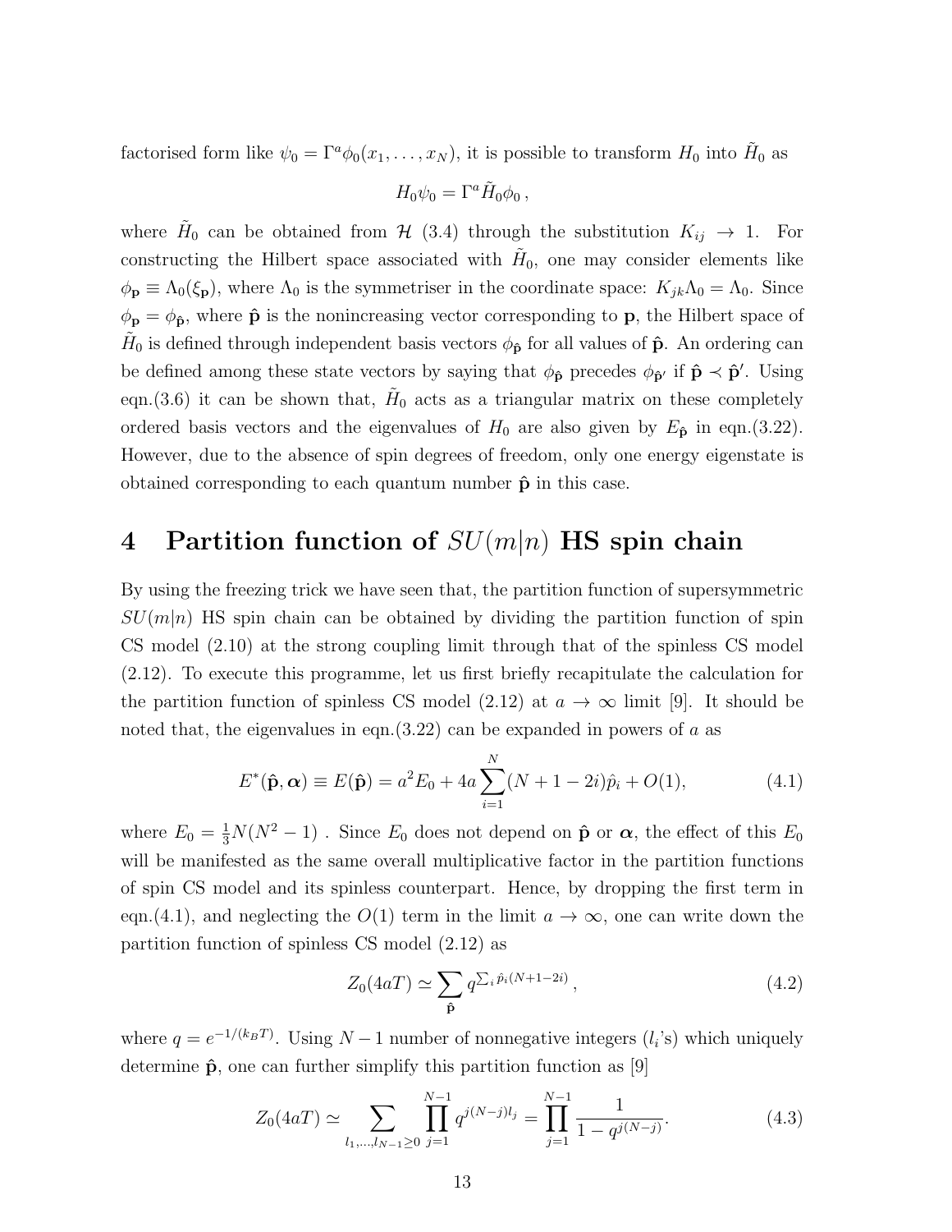factorised form like $\psi_0 = \Gamma^a \phi_0(x_1, \ldots, x_N)$, it is possible to transform $H_0$ into $\tilde{H}_0$ as

$$H_0 \psi_0 = \Gamma^a \tilde{H}_0 \phi_0 \,,$$

where $\tilde{H}_0$ can be obtained from $\mathcal{H}$ (3.4) through the substitution $K_{ij} \to 1$. For constructing the Hilbert space associated with $\tilde{H}_0$, one may consider elements like $\phi_{\mathbf{p}} \equiv \Lambda_0(\xi_{\mathbf{p}})$, where $\Lambda_0$ is the symmetriser in the coordinate space: $K_{jk}\Lambda_0 = \Lambda_0$. Since $\phi_{\mathbf{p}} = \phi_{\hat{\mathbf{p}}}$, where $\hat{\mathbf{p}}$ is the nonincreasing vector corresponding to $\mathbf{p}$, the Hilbert space of $\tilde{H}_0$ is defined through independent basis vectors $\phi_{\hat{\mathbf{p}}}$ for all values of $\hat{\mathbf{p}}$. An ordering can be defined among these state vectors by saying that $\phi_{\hat{\mathbf{p}}}$ precedes $\phi_{\hat{\mathbf{p}}'}$ if $\hat{\mathbf{p}} \prec \hat{\mathbf{p}}'$. Using eqn.(3.6) it can be shown that, $\tilde{H}_0$ acts as a triangular matrix on these completely ordered basis vectors and the eigenvalues of $H_0$ are also given by $E_{\hat{\mathbf{p}}}$ in eqn.(3.22). However, due to the absence of spin degrees of freedom, only one energy eigenstate is obtained corresponding to each quantum number $\hat{\mathbf{p}}$ in this case.

# 4 Partition function of $SU(m|n)$ HS spin chain

By using the freezing trick we have seen that, the partition function of supersymmetric $SU(m|n)$ HS spin chain can be obtained by dividing the partition function of spin CS model (2.10) at the strong coupling limit through that of the spinless CS model (2.12). To execute this programme, let us first briefly recapitulate the calculation for the partition function of spinless CS model (2.12) at $a \to \infty$ limit [9]. It should be noted that, the eigenvalues in eqn.(3.22) can be expanded in powers of $a$ as

$$E^*(\hat{\mathbf{p}}, \boldsymbol{\alpha}) \equiv E(\hat{\mathbf{p}}) = a^2 E_0 + 4a \sum_{i=1}^{N} (N + 1 - 2i)\hat{p}_i + O(1), \tag{4.1}$$

where $E_0 = \frac{1}{3}N(N^2 - 1)$ . Since $E_0$ does not depend on $\hat{\mathbf{p}}$ or $\boldsymbol{\alpha}$, the effect of this $E_0$ will be manifested as the same overall multiplicative factor in the partition functions of spin CS model and its spinless counterpart. Hence, by dropping the first term in eqn.(4.1), and neglecting the $O(1)$ term in the limit $a \to \infty$, one can write down the partition function of spinless CS model (2.12) as

$$Z_0(4aT) \simeq \sum_{\hat{\mathbf{p}}} q^{\sum_i \hat{p}_i (N+1-2i)} \,, \tag{4.2}$$

where $q = e^{-1/(k_B T)}$. Using $N-1$ number of nonnegative integers ($l_i$'s) which uniquely determine $\hat{\mathbf{p}}$, one can further simplify this partition function as [9]

$$Z_0(4aT) \simeq \sum_{l_1, \ldots, l_{N-1} \geq 0} \prod_{j=1}^{N-1} q^{j(N-j)l_j} = \prod_{j=1}^{N-1} \frac{1}{1 - q^{j(N-j)}}. \tag{4.3}$$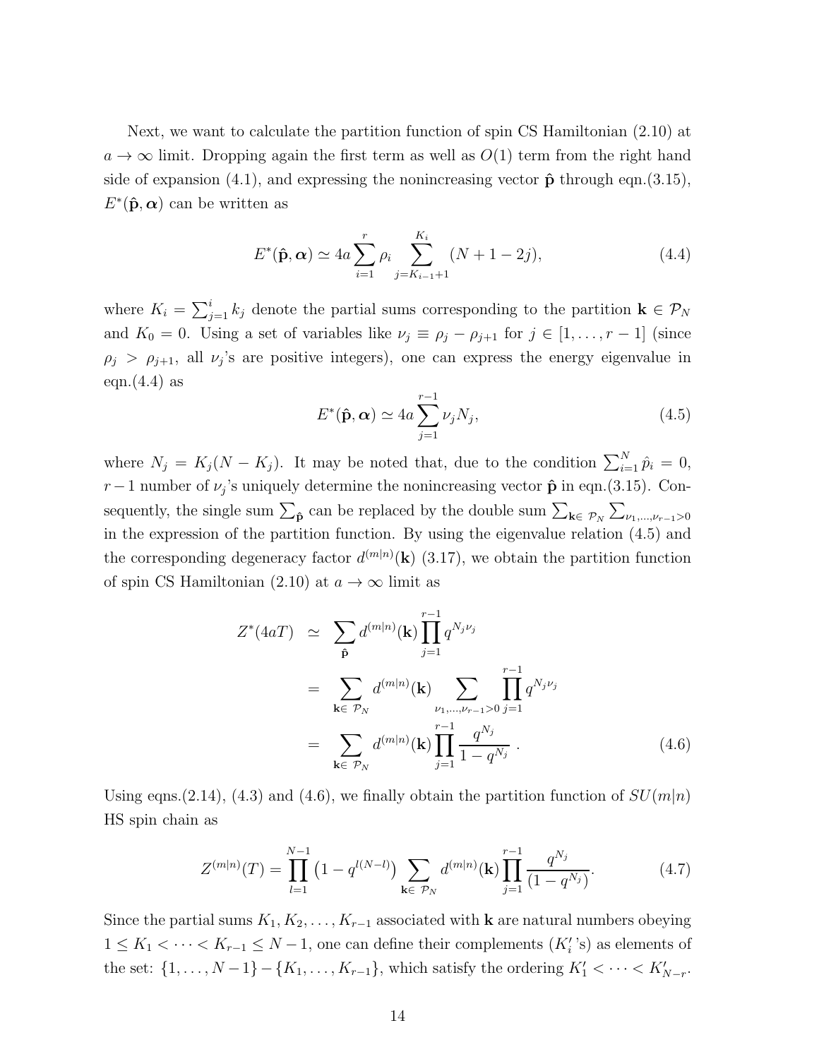Next, we want to calculate the partition function of spin CS Hamiltonian (2.10) at $a \to \infty$ limit. Dropping again the first term as well as $O(1)$ term from the right hand side of expansion (4.1), and expressing the nonincreasing vector $\hat{\mathbf{p}}$ through eqn.(3.15), $E^*(\hat{\mathbf{p}}, \boldsymbol{\alpha})$ can be written as

$$E^*(\hat{\mathbf{p}}, \boldsymbol{\alpha}) \simeq 4a \sum_{i=1}^{r} \rho_i \sum_{j=K_{i-1}+1}^{K_i} (N + 1 - 2j), \tag{4.4}$$

where $K_i = \sum_{j=1}^{i} k_j$ denote the partial sums corresponding to the partition $\mathbf{k} \in \mathcal{P}_N$ and $K_0 = 0$. Using a set of variables like $\nu_j \equiv \rho_j - \rho_{j+1}$ for $j \in [1, \ldots, r-1]$ (since $\rho_j > \rho_{j+1}$, all $\nu_j$'s are positive integers), one can express the energy eigenvalue in eqn.(4.4) as

$$E^*(\hat{\mathbf{p}}, \boldsymbol{\alpha}) \simeq 4a \sum_{j=1}^{r-1} \nu_j N_j, \tag{4.5}$$

where $N_j = K_j(N - K_j)$. It may be noted that, due to the condition $\sum_{i=1}^{N} \hat{p}_i = 0$, $r-1$ number of $\nu_j$'s uniquely determine the nonincreasing vector $\hat{\mathbf{p}}$ in eqn.(3.15). Consequently, the single sum $\sum_{\hat{\mathbf{p}}}$ can be replaced by the double sum $\sum_{\mathbf{k} \in \mathcal{P}_N} \sum_{\nu_1, \ldots, \nu_{r-1} > 0}$ in the expression of the partition function. By using the eigenvalue relation (4.5) and the corresponding degeneracy factor $d^{(m|n)}(\mathbf{k})$ (3.17), we obtain the partition function of spin CS Hamiltonian (2.10) at $a \to \infty$ limit as

$$\begin{aligned} Z^*(4aT) &\simeq \sum_{\hat{\mathbf{p}}} d^{(m|n)}(\mathbf{k}) \prod_{j=1}^{r-1} q^{N_j \nu_j} \\ &= \sum_{\mathbf{k} \in \mathcal{P}_N} d^{(m|n)}(\mathbf{k}) \sum_{\nu_1, \ldots, \nu_{r-1} > 0} \prod_{j=1}^{r-1} q^{N_j \nu_j} \\ &= \sum_{\mathbf{k} \in \mathcal{P}_N} d^{(m|n)}(\mathbf{k}) \prod_{j=1}^{r-1} \frac{q^{N_j}}{1 - q^{N_j}} \, . \end{aligned} \tag{4.6}$$

Using eqns.(2.14), (4.3) and (4.6), we finally obtain the partition function of $SU(m|n)$ HS spin chain as

$$Z^{(m|n)}(T) = \prod_{l=1}^{N-1} \left(1 - q^{l(N-l)}\right) \sum_{\mathbf{k} \in \mathcal{P}_N} d^{(m|n)}(\mathbf{k}) \prod_{j=1}^{r-1} \frac{q^{N_j}}{(1 - q^{N_j})}. \tag{4.7}$$

Since the partial sums $K_1, K_2, \ldots, K_{r-1}$ associated with $\mathbf{k}$ are natural numbers obeying $1 \leq K_1 < \cdots < K_{r-1} \leq N-1$, one can define their complements ($K_i'$'s) as elements of the set: $\{1, \ldots, N-1\} - \{K_1, \ldots, K_{r-1}\}$, which satisfy the ordering $K_1' < \cdots < K_{N-r}'$.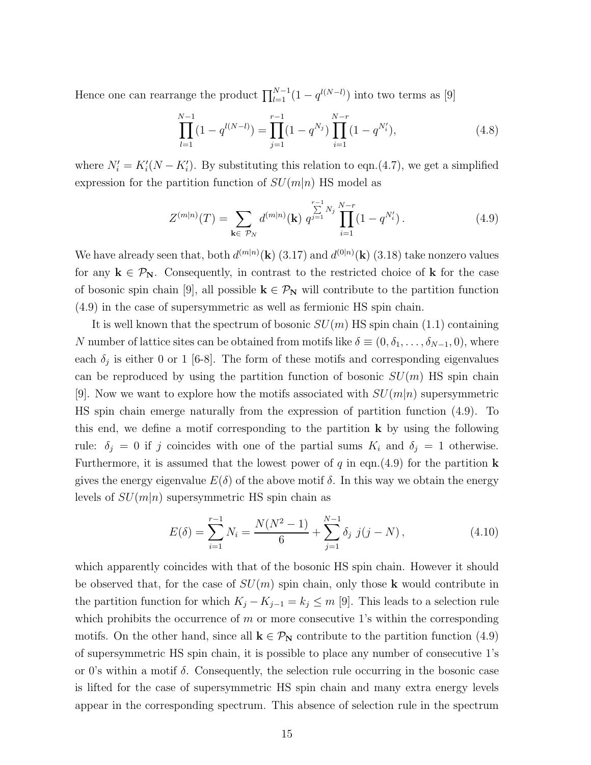Hence one can rearrange the product $\prod_{l=1}^{N-1}(1-q^{l(N-l)})$ into two terms as [9]

$$\prod_{l=1}^{N-1}(1-q^{l(N-l)}) = \prod_{j=1}^{r-1}(1-q^{N_j})\prod_{i=1}^{N-r}(1-q^{N_i'}), \tag{4.8}$$

where $N_i' = K_i'(N-K_i')$. By substituting this relation to eqn.(4.7), we get a simplified expression for the partition function of $SU(m|n)$ HS model as

$$Z^{(m|n)}(T) = \sum_{\mathbf{k}\in\ \mathcal{P}_N} d^{(m|n)}(\mathbf{k})\ q^{\sum\limits_{j=1}^{r-1}N_j}\prod_{i=1}^{N-r}(1-q^{N_i'})\,. \tag{4.9}$$

We have already seen that, both $d^{(m|n)}(\mathbf{k})$ (3.17) and $d^{(0|n)}(\mathbf{k})$ (3.18) take nonzero values for any $\mathbf{k}\in\mathcal{P}_\mathbf{N}$. Consequently, in contrast to the restricted choice of $\mathbf{k}$ for the case of bosonic spin chain [9], all possible $\mathbf{k}\in\mathcal{P}_\mathbf{N}$ will contribute to the partition function (4.9) in the case of supersymmetric as well as fermionic HS spin chain.

It is well known that the spectrum of bosonic $SU(m)$ HS spin chain (1.1) containing $N$ number of lattice sites can be obtained from motifs like $\delta\equiv(0,\delta_1,\ldots,\delta_{N-1},0)$, where each $\delta_j$ is either 0 or 1 [6-8]. The form of these motifs and corresponding eigenvalues can be reproduced by using the partition function of bosonic $SU(m)$ HS spin chain [9]. Now we want to explore how the motifs associated with $SU(m|n)$ supersymmetric HS spin chain emerge naturally from the expression of partition function (4.9). To this end, we define a motif corresponding to the partition $\mathbf{k}$ by using the following rule: $\delta_j = 0$ if $j$ coincides with one of the partial sums $K_i$ and $\delta_j = 1$ otherwise. Furthermore, it is assumed that the lowest power of $q$ in eqn.(4.9) for the partition $\mathbf{k}$ gives the energy eigenvalue $E(\delta)$ of the above motif $\delta$. In this way we obtain the energy levels of $SU(m|n)$ supersymmetric HS spin chain as

$$E(\delta) = \sum_{i=1}^{r-1}N_i = \frac{N(N^2-1)}{6} + \sum_{j=1}^{N-1}\delta_j\ j(j-N)\,, \tag{4.10}$$

which apparently coincides with that of the bosonic HS spin chain. However it should be observed that, for the case of $SU(m)$ spin chain, only those $\mathbf{k}$ would contribute in the partition function for which $K_j - K_{j-1} = k_j \le m$ [9]. This leads to a selection rule which prohibits the occurrence of $m$ or more consecutive 1's within the corresponding motifs. On the other hand, since all $\mathbf{k}\in\mathcal{P}_\mathbf{N}$ contribute to the partition function (4.9) of supersymmetric HS spin chain, it is possible to place any number of consecutive 1's or 0's within a motif $\delta$. Consequently, the selection rule occurring in the bosonic case is lifted for the case of supersymmetric HS spin chain and many extra energy levels appear in the corresponding spectrum. This absence of selection rule in the spectrum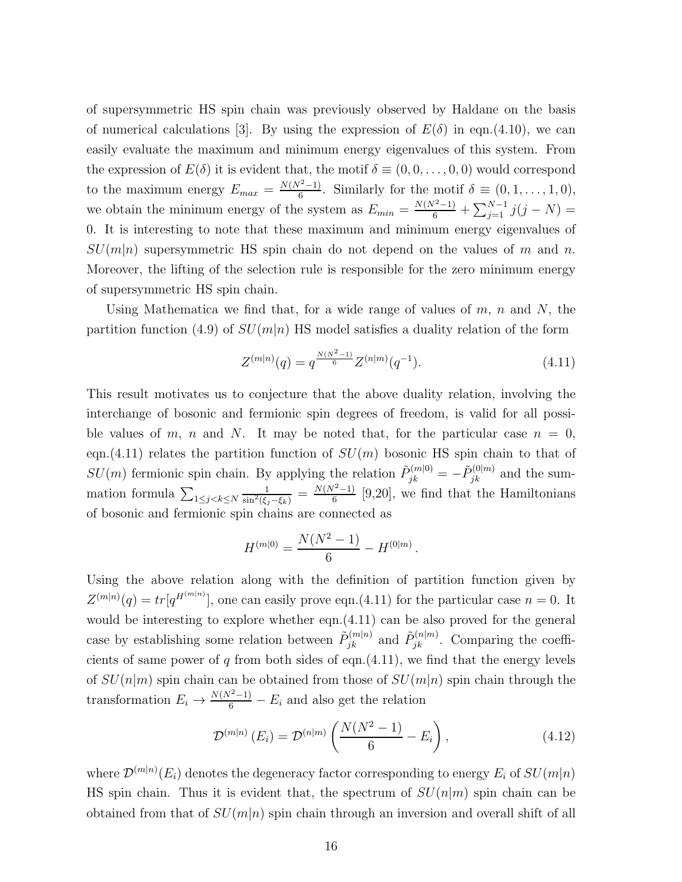of supersymmetric HS spin chain was previously observed by Haldane on the basis of numerical calculations [3]. By using the expression of $E(\delta)$ in eqn.(4.10), we can easily evaluate the maximum and minimum energy eigenvalues of this system. From the expression of $E(\delta)$ it is evident that, the motif $\delta \equiv (0, 0, \dots, 0, 0)$ would correspond to the maximum energy $E_{max} = \frac{N(N^2-1)}{6}$. Similarly for the motif $\delta \equiv (0, 1, \dots, 1, 0)$, we obtain the minimum energy of the system as $E_{min} = \frac{N(N^2-1)}{6} + \sum_{j=1}^{N-1} j(j-N) = 0$. It is interesting to note that these maximum and minimum energy eigenvalues of $SU(m|n)$ supersymmetric HS spin chain do not depend on the values of $m$ and $n$. Moreover, the lifting of the selection rule is responsible for the zero minimum energy of supersymmetric HS spin chain.

Using Mathematica we find that, for a wide range of values of $m$, $n$ and $N$, the partition function (4.9) of $SU(m|n)$ HS model satisfies a duality relation of the form

$$Z^{(m|n)}(q) = q^{\frac{N(N^2-1)}{6}} Z^{(n|m)}(q^{-1}). \tag{4.11}$$

This result motivates us to conjecture that the above duality relation, involving the interchange of bosonic and fermionic spin degrees of freedom, is valid for all possible values of $m$, $n$ and $N$. It may be noted that, for the particular case $n = 0$, eqn.(4.11) relates the partition function of $SU(m)$ bosonic HS spin chain to that of $SU(m)$ fermionic spin chain. By applying the relation $\tilde{P}_{jk}^{(m|0)} = -\tilde{P}_{jk}^{(0|m)}$ and the summation formula $\sum_{1 \leq j < k \leq N} \frac{1}{\sin^2(\xi_j - \xi_k)} = \frac{N(N^2-1)}{6}$ [9,20], we find that the Hamiltonians of bosonic and fermionic spin chains are connected as

$$H^{(m|0)} = \frac{N(N^2-1)}{6} - H^{(0|m)} \, .$$

Using the above relation along with the definition of partition function given by $Z^{(m|n)}(q) = tr[q^{H^{(m|n)}}]$, one can easily prove eqn.(4.11) for the particular case $n = 0$. It would be interesting to explore whether eqn.(4.11) can be also proved for the general case by establishing some relation between $\tilde{P}_{jk}^{(m|n)}$ and $\tilde{P}_{jk}^{(n|m)}$. Comparing the coefficients of same power of $q$ from both sides of eqn.(4.11), we find that the energy levels of $SU(n|m)$ spin chain can be obtained from those of $SU(m|n)$ spin chain through the transformation $E_i \to \frac{N(N^2-1)}{6} - E_i$ and also get the relation

$$\mathcal{D}^{(m|n)}(E_i) = \mathcal{D}^{(n|m)}\left(\frac{N(N^2-1)}{6} - E_i\right), \tag{4.12}$$

where $\mathcal{D}^{(m|n)}(E_i)$ denotes the degeneracy factor corresponding to energy $E_i$ of $SU(m|n)$ HS spin chain. Thus it is evident that, the spectrum of $SU(n|m)$ spin chain can be obtained from that of $SU(m|n)$ spin chain through an inversion and overall shift of all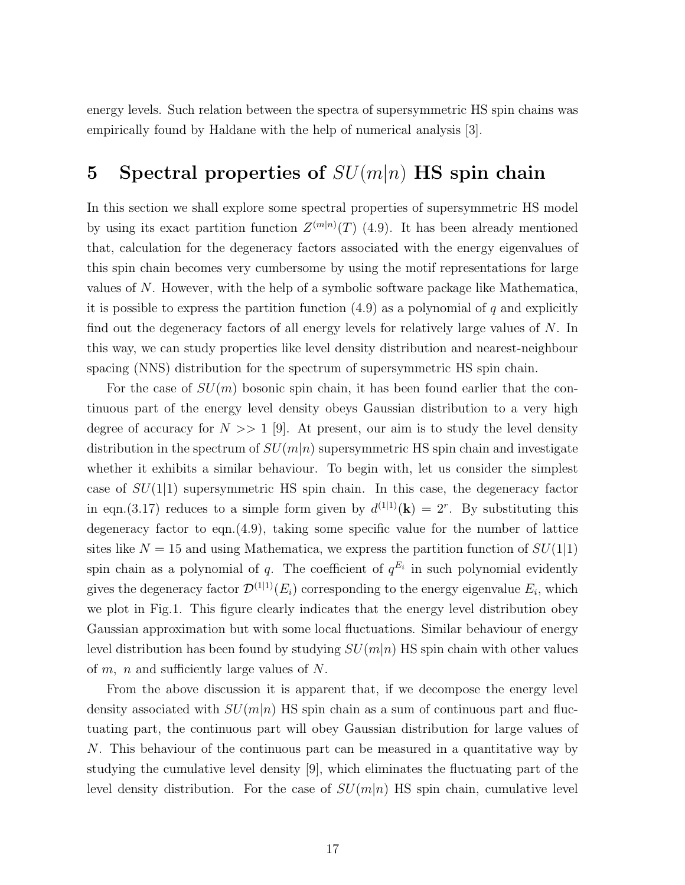energy levels. Such relation between the spectra of supersymmetric HS spin chains was empirically found by Haldane with the help of numerical analysis [3].

## 5 Spectral properties of $SU(m|n)$ HS spin chain

In this section we shall explore some spectral properties of supersymmetric HS model by using its exact partition function $Z^{(m|n)}(T)$ (4.9). It has been already mentioned that, calculation for the degeneracy factors associated with the energy eigenvalues of this spin chain becomes very cumbersome by using the motif representations for large values of $N$. However, with the help of a symbolic software package like Mathematica, it is possible to express the partition function (4.9) as a polynomial of $q$ and explicitly find out the degeneracy factors of all energy levels for relatively large values of $N$. In this way, we can study properties like level density distribution and nearest-neighbour spacing (NNS) distribution for the spectrum of supersymmetric HS spin chain.

For the case of $SU(m)$ bosonic spin chain, it has been found earlier that the continuous part of the energy level density obeys Gaussian distribution to a very high degree of accuracy for $N >> 1$ [9]. At present, our aim is to study the level density distribution in the spectrum of $SU(m|n)$ supersymmetric HS spin chain and investigate whether it exhibits a similar behaviour. To begin with, let us consider the simplest case of $SU(1|1)$ supersymmetric HS spin chain. In this case, the degeneracy factor in eqn.(3.17) reduces to a simple form given by $d^{(1|1)}(\mathbf{k}) = 2^r$. By substituting this degeneracy factor to eqn.(4.9), taking some specific value for the number of lattice sites like $N = 15$ and using Mathematica, we express the partition function of $SU(1|1)$ spin chain as a polynomial of $q$. The coefficient of $q^{E_i}$ in such polynomial evidently gives the degeneracy factor $\mathcal{D}^{(1|1)}(E_i)$ corresponding to the energy eigenvalue $E_i$, which we plot in Fig.1. This figure clearly indicates that the energy level distribution obey Gaussian approximation but with some local fluctuations. Similar behaviour of energy level distribution has been found by studying $SU(m|n)$ HS spin chain with other values of $m$, $n$ and sufficiently large values of $N$.

From the above discussion it is apparent that, if we decompose the energy level density associated with $SU(m|n)$ HS spin chain as a sum of continuous part and fluctuating part, the continuous part will obey Gaussian distribution for large values of $N$. This behaviour of the continuous part can be measured in a quantitative way by studying the cumulative level density [9], which eliminates the fluctuating part of the level density distribution. For the case of $SU(m|n)$ HS spin chain, cumulative level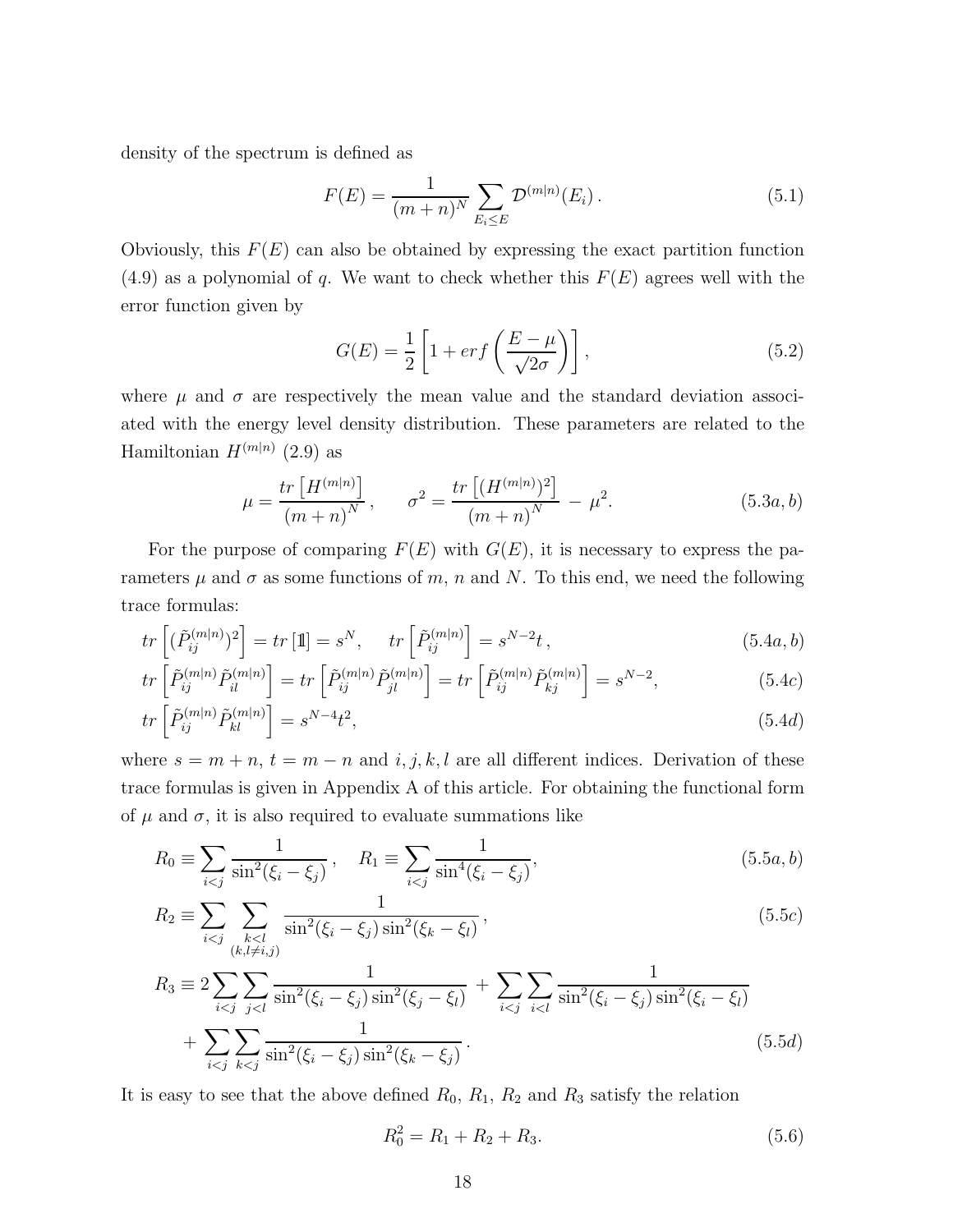density of the spectrum is defined as

$$F(E) = \frac{1}{(m+n)^N} \sum_{E_i \leq E} \mathcal{D}^{(m|n)}(E_i)\,. \tag{5.1}$$

Obviously, this $F(E)$ can also be obtained by expressing the exact partition function (4.9) as a polynomial of $q$. We want to check whether this $F(E)$ agrees well with the error function given by

$$G(E) = \frac{1}{2}\left[1 + erf\left(\frac{E-\mu}{\sqrt{2}\sigma}\right)\right], \tag{5.2}$$

where $\mu$ and $\sigma$ are respectively the mean value and the standard deviation associated with the energy level density distribution. These parameters are related to the Hamiltonian $H^{(m|n)}$ (2.9) as

$$\mu = \frac{tr\left[H^{(m|n)}\right]}{(m+n)^N}\,, \qquad \sigma^2 = \frac{tr\left[(H^{(m|n)})^2\right]}{(m+n)^N} - \mu^2. \tag{5.3a,b}$$

For the purpose of comparing $F(E)$ with $G(E)$, it is necessary to express the parameters $\mu$ and $\sigma$ as some functions of $m$, $n$ and $N$. To this end, we need the following trace formulas:

$$tr\left[(\tilde{P}_{ij}^{(m|n)})^2\right] = tr\left[\mathbb{1}\right] = s^N, \quad tr\left[\tilde{P}_{ij}^{(m|n)}\right] = s^{N-2}t\,, \tag{5.4a,b}$$

$$tr\left[\tilde{P}_{ij}^{(m|n)}\tilde{P}_{il}^{(m|n)}\right] = tr\left[\tilde{P}_{ij}^{(m|n)}\tilde{P}_{jl}^{(m|n)}\right] = tr\left[\tilde{P}_{ij}^{(m|n)}\tilde{P}_{kj}^{(m|n)}\right] = s^{N-2}, \tag{5.4c}$$

$$tr\left[\tilde{P}_{ij}^{(m|n)}\tilde{P}_{kl}^{(m|n)}\right] = s^{N-4}t^2, \tag{5.4d}$$

where $s = m+n$, $t = m-n$ and $i,j,k,l$ are all different indices. Derivation of these trace formulas is given in Appendix A of this article. For obtaining the functional form of $\mu$ and $\sigma$, it is also required to evaluate summations like

$$R_0 \equiv \sum_{i<j}\frac{1}{\sin^2(\xi_i-\xi_j)}\,, \quad R_1 \equiv \sum_{i<j}\frac{1}{\sin^4(\xi_i-\xi_j)}, \tag{5.5a,b}$$

$$R_2 \equiv \sum_{i<j}\sum_{\substack{k<l \\ (k,l\neq i,j)}}\frac{1}{\sin^2(\xi_i-\xi_j)\sin^2(\xi_k-\xi_l)}\,, \tag{5.5c}$$

$$R_3 \equiv 2\sum_{i<j}\sum_{j<l}\frac{1}{\sin^2(\xi_i-\xi_j)\sin^2(\xi_j-\xi_l)} + \sum_{i<j}\sum_{i<l}\frac{1}{\sin^2(\xi_i-\xi_j)\sin^2(\xi_i-\xi_l)} + \sum_{i<j}\sum_{k<j}\frac{1}{\sin^2(\xi_i-\xi_j)\sin^2(\xi_k-\xi_j)}\,. \tag{5.5d}$$

It is easy to see that the above defined $R_0$, $R_1$, $R_2$ and $R_3$ satisfy the relation

$$R_0^2 = R_1 + R_2 + R_3. \tag{5.6}$$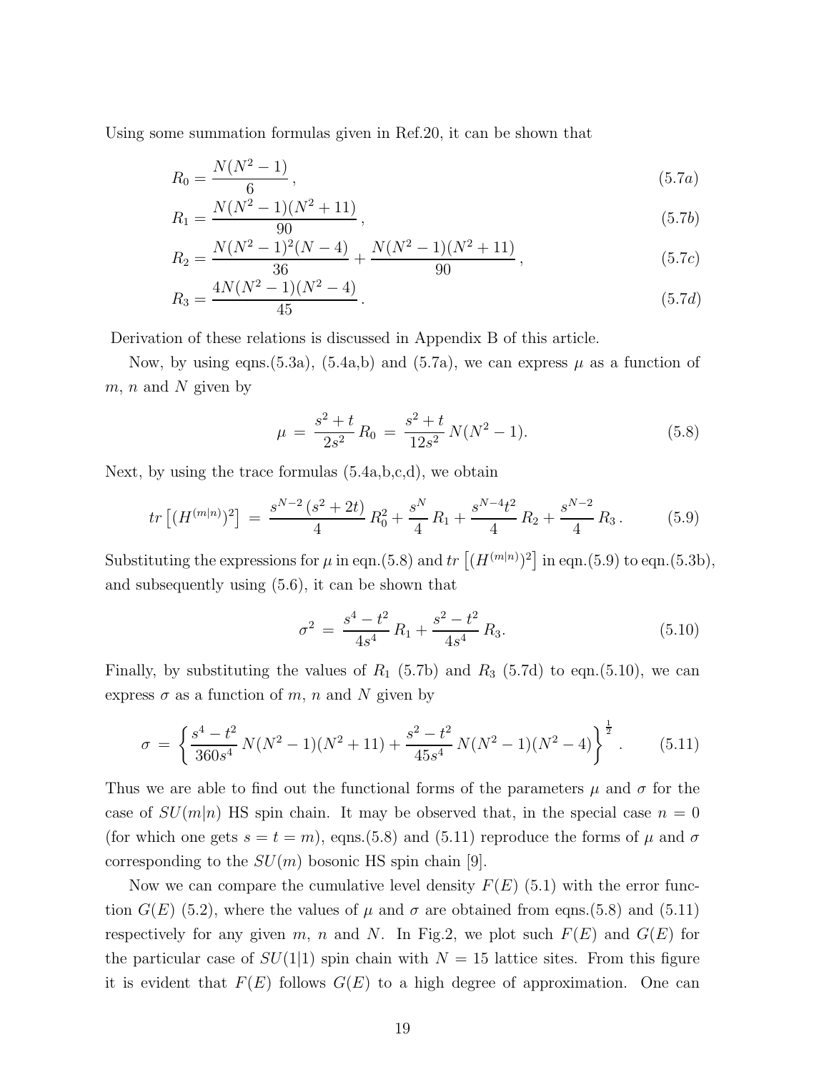Using some summation formulas given in Ref.20, it can be shown that

$$R_0 = \frac{N(N^2-1)}{6}\,, \tag{5.7a}$$

$$R_1 = \frac{N(N^2-1)(N^2+11)}{90}\,, \tag{5.7b}$$

$$R_2 = \frac{N(N^2-1)^2(N-4)}{36} + \frac{N(N^2-1)(N^2+11)}{90}\,, \tag{5.7c}$$

$$R_3 = \frac{4N(N^2-1)(N^2-4)}{45}\,. \tag{5.7d}$$

Derivation of these relations is discussed in Appendix B of this article.

Now, by using eqns.(5.3a), (5.4a,b) and (5.7a), we can express $\mu$ as a function of $m$, $n$ and $N$ given by

$$\mu \,=\, \frac{s^2+t}{2s^2}\, R_0 \,=\, \frac{s^2+t}{12s^2}\, N(N^2-1). \tag{5.8}$$

Next, by using the trace formulas (5.4a,b,c,d), we obtain

$$tr\left[(H^{(m|n)})^2\right] \,=\, \frac{s^{N-2}\,(s^2+2t)}{4}\, R_0^2 + \frac{s^N}{4}\, R_1 + \frac{s^{N-4}t^2}{4}\, R_2 + \frac{s^{N-2}}{4}\, R_3\,. \tag{5.9}$$

Substituting the expressions for $\mu$ in eqn.(5.8) and $tr\left[(H^{(m|n)})^2\right]$ in eqn.(5.9) to eqn.(5.3b), and subsequently using (5.6), it can be shown that

$$\sigma^2 \,=\, \frac{s^4-t^2}{4s^4}\, R_1 + \frac{s^2-t^2}{4s^4}\, R_3. \tag{5.10}$$

Finally, by substituting the values of $R_1$ (5.7b) and $R_3$ (5.7d) to eqn.(5.10), we can express $\sigma$ as a function of $m$, $n$ and $N$ given by

$$\sigma \,=\, \left\{ \frac{s^4-t^2}{360s^4}\, N(N^2-1)(N^2+11) + \frac{s^2-t^2}{45s^4}\, N(N^2-1)(N^2-4) \right\}^{\frac{1}{2}}. \tag{5.11}$$

Thus we are able to find out the functional forms of the parameters $\mu$ and $\sigma$ for the case of $SU(m|n)$ HS spin chain. It may be observed that, in the special case $n=0$ (for which one gets $s=t=m$), eqns.(5.8) and (5.11) reproduce the forms of $\mu$ and $\sigma$ corresponding to the $SU(m)$ bosonic HS spin chain [9].

Now we can compare the cumulative level density $F(E)$ (5.1) with the error function $G(E)$ (5.2), where the values of $\mu$ and $\sigma$ are obtained from eqns.(5.8) and (5.11) respectively for any given $m$, $n$ and $N$. In Fig.2, we plot such $F(E)$ and $G(E)$ for the particular case of $SU(1|1)$ spin chain with $N=15$ lattice sites. From this figure it is evident that $F(E)$ follows $G(E)$ to a high degree of approximation. One can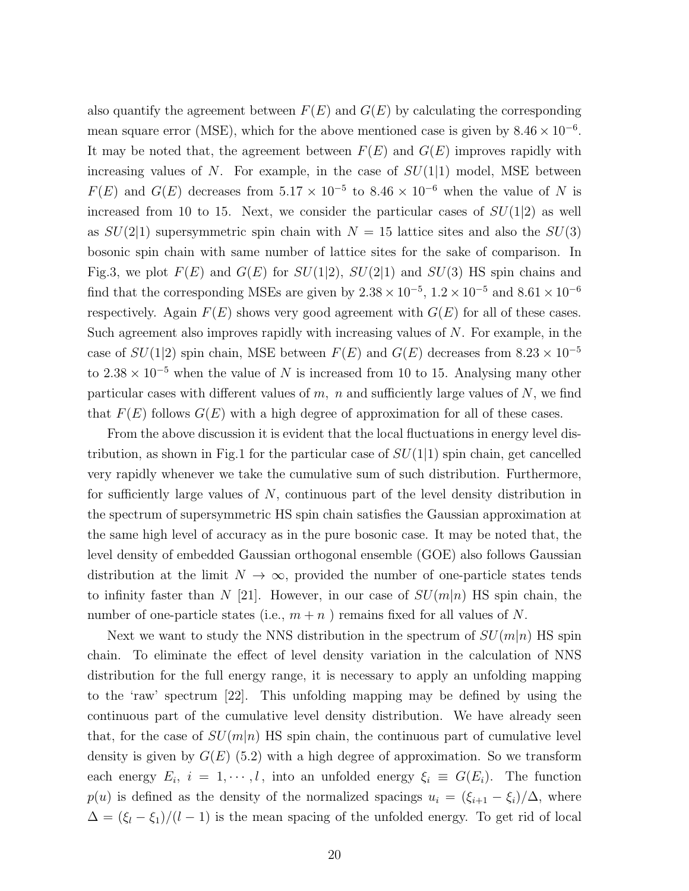also quantify the agreement between $F(E)$ and $G(E)$ by calculating the corresponding mean square error (MSE), which for the above mentioned case is given by $8.46 \times 10^{-6}$. It may be noted that, the agreement between $F(E)$ and $G(E)$ improves rapidly with increasing values of $N$. For example, in the case of $SU(1|1)$ model, MSE between $F(E)$ and $G(E)$ decreases from $5.17 \times 10^{-5}$ to $8.46 \times 10^{-6}$ when the value of $N$ is increased from 10 to 15. Next, we consider the particular cases of $SU(1|2)$ as well as $SU(2|1)$ supersymmetric spin chain with $N = 15$ lattice sites and also the $SU(3)$ bosonic spin chain with same number of lattice sites for the sake of comparison. In Fig.3, we plot $F(E)$ and $G(E)$ for $SU(1|2)$, $SU(2|1)$ and $SU(3)$ HS spin chains and find that the corresponding MSEs are given by $2.38 \times 10^{-5}$, $1.2 \times 10^{-5}$ and $8.61 \times 10^{-6}$ respectively. Again $F(E)$ shows very good agreement with $G(E)$ for all of these cases. Such agreement also improves rapidly with increasing values of $N$. For example, in the case of $SU(1|2)$ spin chain, MSE between $F(E)$ and $G(E)$ decreases from $8.23 \times 10^{-5}$ to $2.38 \times 10^{-5}$ when the value of $N$ is increased from 10 to 15. Analysing many other particular cases with different values of $m$, $n$ and sufficiently large values of $N$, we find that $F(E)$ follows $G(E)$ with a high degree of approximation for all of these cases.

From the above discussion it is evident that the local fluctuations in energy level distribution, as shown in Fig.1 for the particular case of $SU(1|1)$ spin chain, get cancelled very rapidly whenever we take the cumulative sum of such distribution. Furthermore, for sufficiently large values of $N$, continuous part of the level density distribution in the spectrum of supersymmetric HS spin chain satisfies the Gaussian approximation at the same high level of accuracy as in the pure bosonic case. It may be noted that, the level density of embedded Gaussian orthogonal ensemble (GOE) also follows Gaussian distribution at the limit $N \to \infty$, provided the number of one-particle states tends to infinity faster than $N$ [21]. However, in our case of $SU(m|n)$ HS spin chain, the number of one-particle states (i.e., $m + n$ ) remains fixed for all values of $N$.

Next we want to study the NNS distribution in the spectrum of $SU(m|n)$ HS spin chain. To eliminate the effect of level density variation in the calculation of NNS distribution for the full energy range, it is necessary to apply an unfolding mapping to the 'raw' spectrum [22]. This unfolding mapping may be defined by using the continuous part of the cumulative level density distribution. We have already seen that, for the case of $SU(m|n)$ HS spin chain, the continuous part of cumulative level density is given by $G(E)$ (5.2) with a high degree of approximation. So we transform each energy $E_i$, $i = 1, \cdots, l$, into an unfolded energy $\xi_i \equiv G(E_i)$. The function $p(u)$ is defined as the density of the normalized spacings $u_i = (\xi_{i+1} - \xi_i)/\Delta$, where $\Delta = (\xi_l - \xi_1)/(l - 1)$ is the mean spacing of the unfolded energy. To get rid of local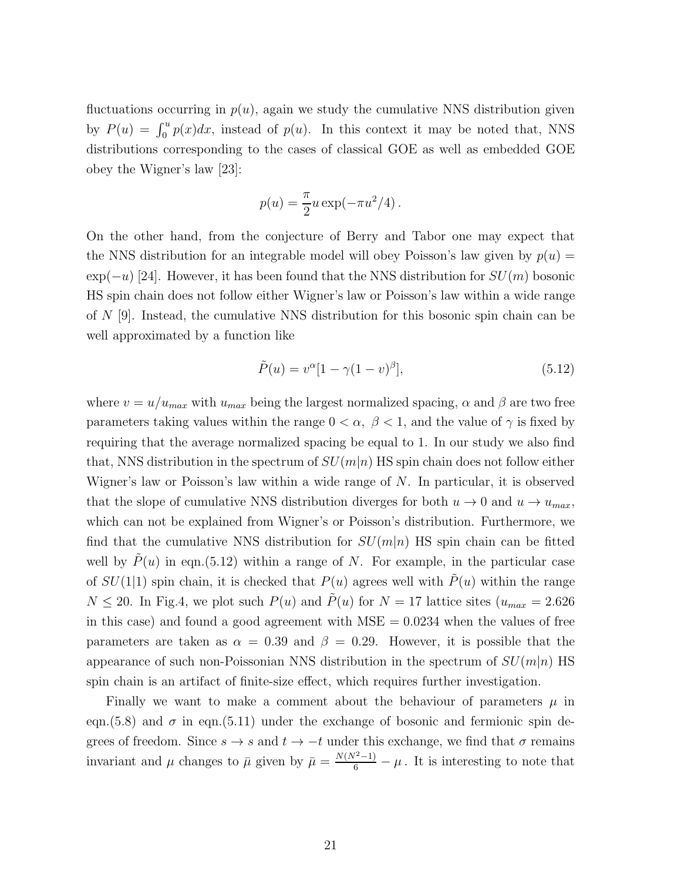fluctuations occurring in $p(u)$, again we study the cumulative NNS distribution given by $P(u) = \int_0^u p(x)dx$, instead of $p(u)$. In this context it may be noted that, NNS distributions corresponding to the cases of classical GOE as well as embedded GOE obey the Wigner's law [23]:

$$p(u) = \frac{\pi}{2} u \exp(-\pi u^2/4) .$$

On the other hand, from the conjecture of Berry and Tabor one may expect that the NNS distribution for an integrable model will obey Poisson's law given by $p(u) = \exp(-u)$ [24]. However, it has been found that the NNS distribution for $SU(m)$ bosonic HS spin chain does not follow either Wigner's law or Poisson's law within a wide range of $N$ [9]. Instead, the cumulative NNS distribution for this bosonic spin chain can be well approximated by a function like

$$\tilde{P}(u) = v^{\alpha}[1 - \gamma(1 - v)^{\beta}], \tag{5.12}$$

where $v = u/u_{max}$ with $u_{max}$ being the largest normalized spacing, $\alpha$ and $\beta$ are two free parameters taking values within the range $0 < \alpha, \ \beta < 1$, and the value of $\gamma$ is fixed by requiring that the average normalized spacing be equal to 1. In our study we also find that, NNS distribution in the spectrum of $SU(m|n)$ HS spin chain does not follow either Wigner's law or Poisson's law within a wide range of $N$. In particular, it is observed that the slope of cumulative NNS distribution diverges for both $u \to 0$ and $u \to u_{max}$, which can not be explained from Wigner's or Poisson's distribution. Furthermore, we find that the cumulative NNS distribution for $SU(m|n)$ HS spin chain can be fitted well by $\tilde{P}(u)$ in eqn.(5.12) within a range of $N$. For example, in the particular case of $SU(1|1)$ spin chain, it is checked that $P(u)$ agrees well with $\tilde{P}(u)$ within the range $N \leq 20$. In Fig.4, we plot such $P(u)$ and $\tilde{P}(u)$ for $N = 17$ lattice sites ($u_{max} = 2.626$ in this case) and found a good agreement with MSE $= 0.0234$ when the values of free parameters are taken as $\alpha = 0.39$ and $\beta = 0.29$. However, it is possible that the appearance of such non-Poissonian NNS distribution in the spectrum of $SU(m|n)$ HS spin chain is an artifact of finite-size effect, which requires further investigation.

Finally we want to make a comment about the behaviour of parameters $\mu$ in eqn.(5.8) and $\sigma$ in eqn.(5.11) under the exchange of bosonic and fermionic spin degrees of freedom. Since $s \to s$ and $t \to -t$ under this exchange, we find that $\sigma$ remains invariant and $\mu$ changes to $\bar{\mu}$ given by $\bar{\mu} = \frac{N(N^2-1)}{6} - \mu$. It is interesting to note that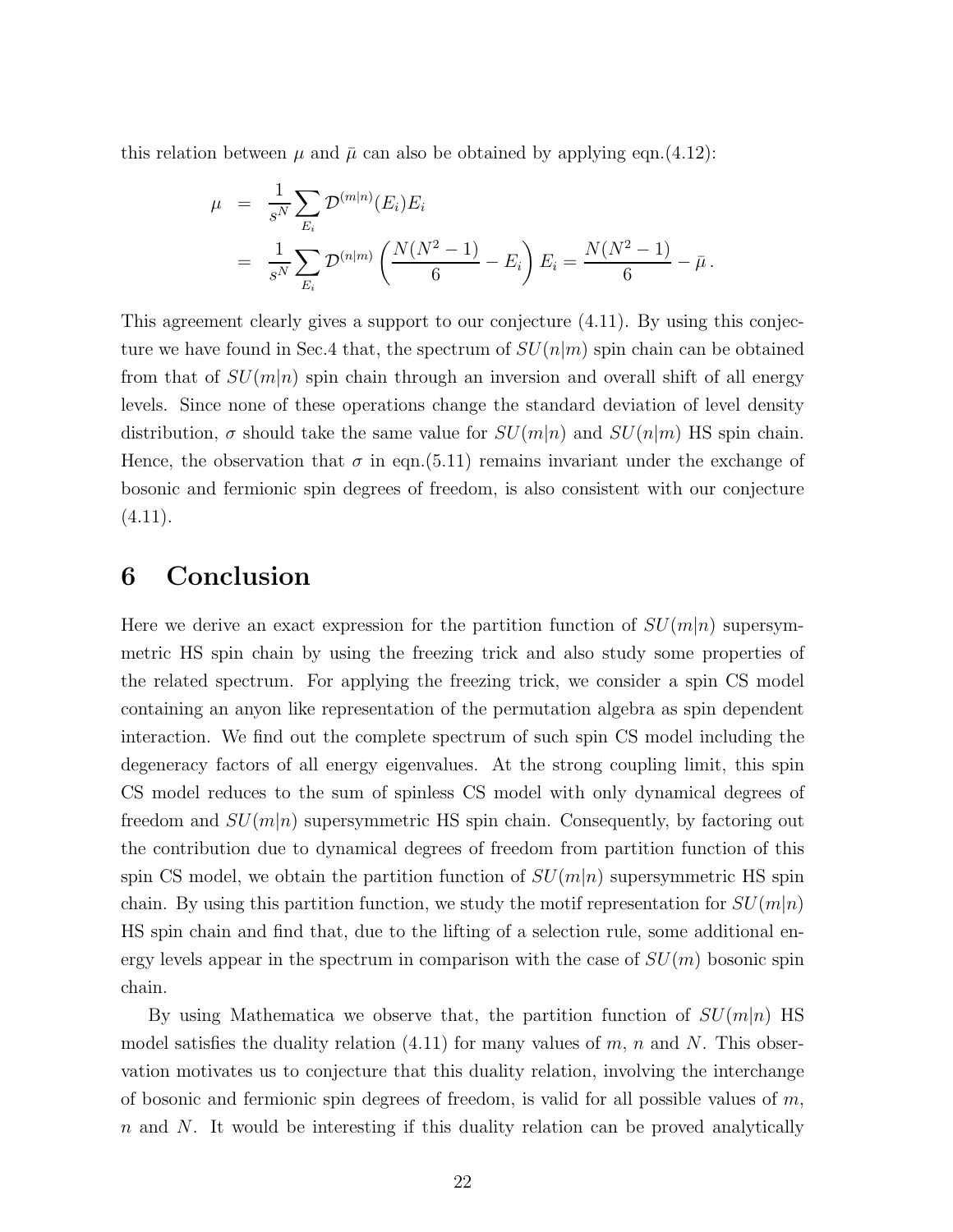this relation between $\mu$ and $\bar{\mu}$ can also be obtained by applying eqn.(4.12):

$$
\begin{aligned}
\mu &= \frac{1}{s^N} \sum_{E_i} \mathcal{D}^{(m|n)}(E_i) E_i \\
&= \frac{1}{s^N} \sum_{E_i} \mathcal{D}^{(n|m)} \left( \frac{N(N^2-1)}{6} - E_i \right) E_i = \frac{N(N^2-1)}{6} - \bar{\mu} \, .
\end{aligned}
$$

This agreement clearly gives a support to our conjecture (4.11). By using this conjecture we have found in Sec.4 that, the spectrum of $SU(n|m)$ spin chain can be obtained from that of $SU(m|n)$ spin chain through an inversion and overall shift of all energy levels. Since none of these operations change the standard deviation of level density distribution, $\sigma$ should take the same value for $SU(m|n)$ and $SU(n|m)$ HS spin chain. Hence, the observation that $\sigma$ in eqn.(5.11) remains invariant under the exchange of bosonic and fermionic spin degrees of freedom, is also consistent with our conjecture (4.11).

# 6 Conclusion

Here we derive an exact expression for the partition function of $SU(m|n)$ supersymmetric HS spin chain by using the freezing trick and also study some properties of the related spectrum. For applying the freezing trick, we consider a spin CS model containing an anyon like representation of the permutation algebra as spin dependent interaction. We find out the complete spectrum of such spin CS model including the degeneracy factors of all energy eigenvalues. At the strong coupling limit, this spin CS model reduces to the sum of spinless CS model with only dynamical degrees of freedom and $SU(m|n)$ supersymmetric HS spin chain. Consequently, by factoring out the contribution due to dynamical degrees of freedom from partition function of this spin CS model, we obtain the partition function of $SU(m|n)$ supersymmetric HS spin chain. By using this partition function, we study the motif representation for $SU(m|n)$ HS spin chain and find that, due to the lifting of a selection rule, some additional energy levels appear in the spectrum in comparison with the case of $SU(m)$ bosonic spin chain.

By using Mathematica we observe that, the partition function of $SU(m|n)$ HS model satisfies the duality relation (4.11) for many values of $m$, $n$ and $N$. This observation motivates us to conjecture that this duality relation, involving the interchange of bosonic and fermionic spin degrees of freedom, is valid for all possible values of $m$, $n$ and $N$. It would be interesting if this duality relation can be proved analytically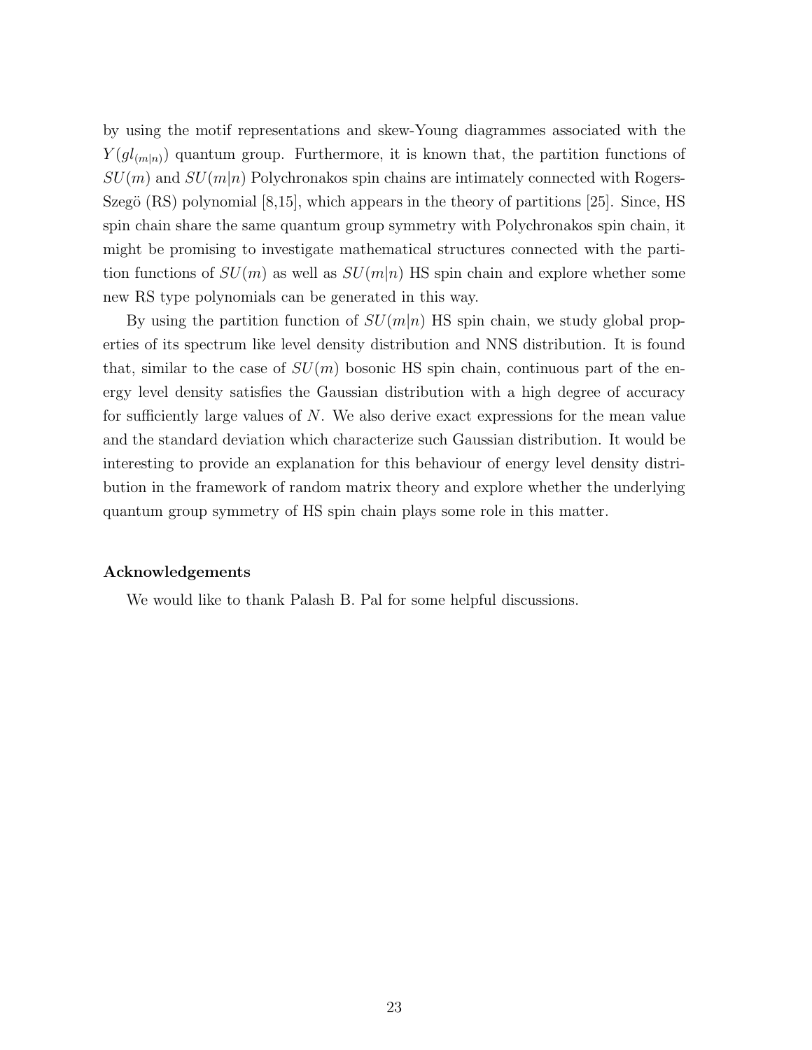by using the motif representations and skew-Young diagrammes associated with the $Y(gl_{(m|n)})$ quantum group. Furthermore, it is known that, the partition functions of $SU(m)$ and $SU(m|n)$ Polychronakos spin chains are intimately connected with Rogers-Szegö (RS) polynomial [8,15], which appears in the theory of partitions [25]. Since, HS spin chain share the same quantum group symmetry with Polychronakos spin chain, it might be promising to investigate mathematical structures connected with the partition functions of $SU(m)$ as well as $SU(m|n)$ HS spin chain and explore whether some new RS type polynomials can be generated in this way.

By using the partition function of $SU(m|n)$ HS spin chain, we study global properties of its spectrum like level density distribution and NNS distribution. It is found that, similar to the case of $SU(m)$ bosonic HS spin chain, continuous part of the energy level density satisfies the Gaussian distribution with a high degree of accuracy for sufficiently large values of $N$. We also derive exact expressions for the mean value and the standard deviation which characterize such Gaussian distribution. It would be interesting to provide an explanation for this behaviour of energy level density distribution in the framework of random matrix theory and explore whether the underlying quantum group symmetry of HS spin chain plays some role in this matter.

#### Acknowledgements

We would like to thank Palash B. Pal for some helpful discussions.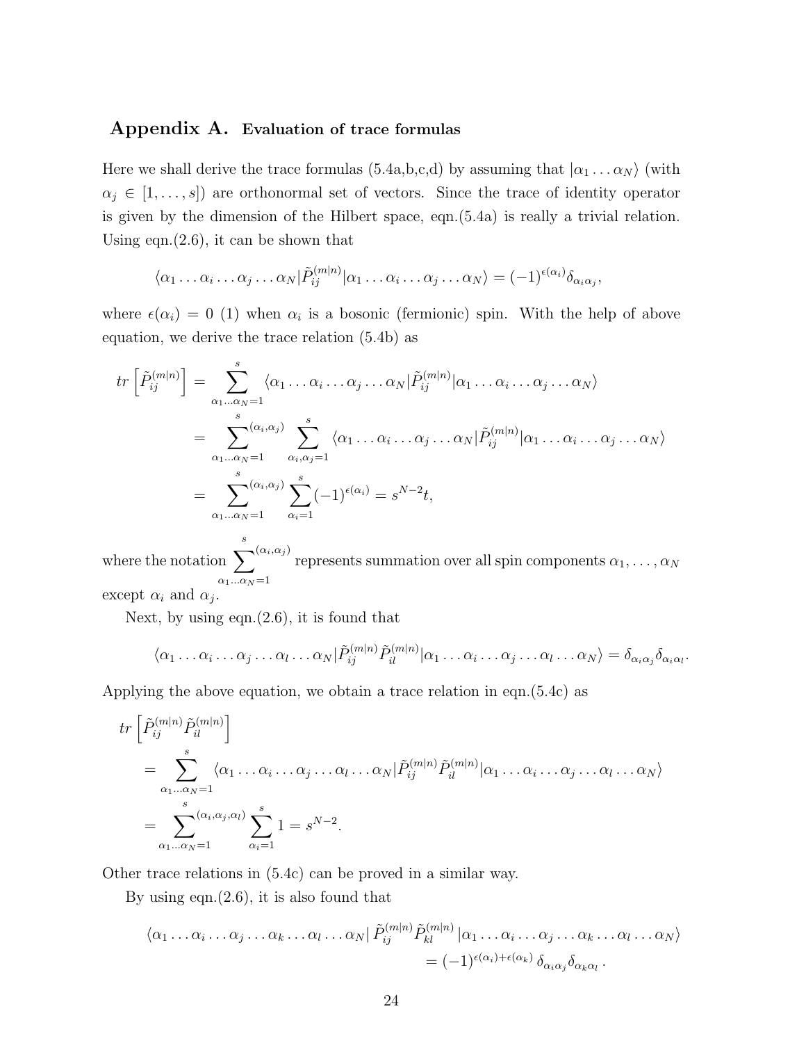## Appendix A. Evaluation of trace formulas

Here we shall derive the trace formulas (5.4a,b,c,d) by assuming that $|\alpha_1 \dots \alpha_N\rangle$ (with $\alpha_j \in [1, \dots, s]$) are orthonormal set of vectors. Since the trace of identity operator is given by the dimension of the Hilbert space, eqn.(5.4a) is really a trivial relation. Using eqn.(2.6), it can be shown that

$$\langle \alpha_1 \dots \alpha_i \dots \alpha_j \dots \alpha_N | \tilde{P}_{ij}^{(m|n)} | \alpha_1 \dots \alpha_i \dots \alpha_j \dots \alpha_N \rangle = (-1)^{\epsilon(\alpha_i)} \delta_{\alpha_i \alpha_j},$$

where $\epsilon(\alpha_i) = 0$ (1) when $\alpha_i$ is a bosonic (fermionic) spin. With the help of above equation, we derive the trace relation (5.4b) as

$$\begin{aligned}
tr\left[\tilde{P}_{ij}^{(m|n)}\right] &= \sum_{\alpha_1 \dots \alpha_N = 1}^{s} \langle \alpha_1 \dots \alpha_i \dots \alpha_j \dots \alpha_N | \tilde{P}_{ij}^{(m|n)} | \alpha_1 \dots \alpha_i \dots \alpha_j \dots \alpha_N \rangle \\
&= \sum_{\alpha_1 \dots \alpha_N = 1}^{s}{}^{(\alpha_i, \alpha_j)} \sum_{\alpha_i, \alpha_j = 1}^{s} \langle \alpha_1 \dots \alpha_i \dots \alpha_j \dots \alpha_N | \tilde{P}_{ij}^{(m|n)} | \alpha_1 \dots \alpha_i \dots \alpha_j \dots \alpha_N \rangle \\
&= \sum_{\alpha_1 \dots \alpha_N = 1}^{s}{}^{(\alpha_i, \alpha_j)} \sum_{\alpha_i = 1}^{s} (-1)^{\epsilon(\alpha_i)} = s^{N-2} t,
\end{aligned}$$

where the notation $\sum_{\alpha_1 \dots \alpha_N = 1}^{s}{}^{(\alpha_i, \alpha_j)}$ represents summation over all spin components $\alpha_1, \dots, \alpha_N$ except $\alpha_i$ and $\alpha_j$.

Next, by using eqn.(2.6), it is found that

$$\langle \alpha_1 \dots \alpha_i \dots \alpha_j \dots \alpha_l \dots \alpha_N | \tilde{P}_{ij}^{(m|n)} \tilde{P}_{il}^{(m|n)} | \alpha_1 \dots \alpha_i \dots \alpha_j \dots \alpha_l \dots \alpha_N \rangle = \delta_{\alpha_i \alpha_j} \delta_{\alpha_i \alpha_l}.$$

Applying the above equation, we obtain a trace relation in eqn.(5.4c) as

$$\begin{aligned}
& tr\left[\tilde{P}_{ij}^{(m|n)} \tilde{P}_{il}^{(m|n)}\right] \\
&= \sum_{\alpha_1 \dots \alpha_N = 1}^{s} \langle \alpha_1 \dots \alpha_i \dots \alpha_j \dots \alpha_l \dots \alpha_N | \tilde{P}_{ij}^{(m|n)} \tilde{P}_{il}^{(m|n)} | \alpha_1 \dots \alpha_i \dots \alpha_j \dots \alpha_l \dots \alpha_N \rangle \\
&= \sum_{\alpha_1 \dots \alpha_N = 1}^{s}{}^{(\alpha_i, \alpha_j, \alpha_l)} \sum_{\alpha_i = 1}^{s} 1 = s^{N-2}.
\end{aligned}$$

Other trace relations in (5.4c) can be proved in a similar way.

By using eqn.(2.6), it is also found that

$$\begin{aligned}
\langle \alpha_1 \dots \alpha_i \dots \alpha_j \dots \alpha_k \dots \alpha_l \dots \alpha_N | \, \tilde{P}_{ij}^{(m|n)} \tilde{P}_{kl}^{(m|n)} \, | \alpha_1 \dots \alpha_i \dots \alpha_j \dots \alpha_k \dots \alpha_l \dots \alpha_N \rangle \\
= (-1)^{\epsilon(\alpha_i) + \epsilon(\alpha_k)} \, \delta_{\alpha_i \alpha_j} \delta_{\alpha_k \alpha_l} \, .
\end{aligned}$$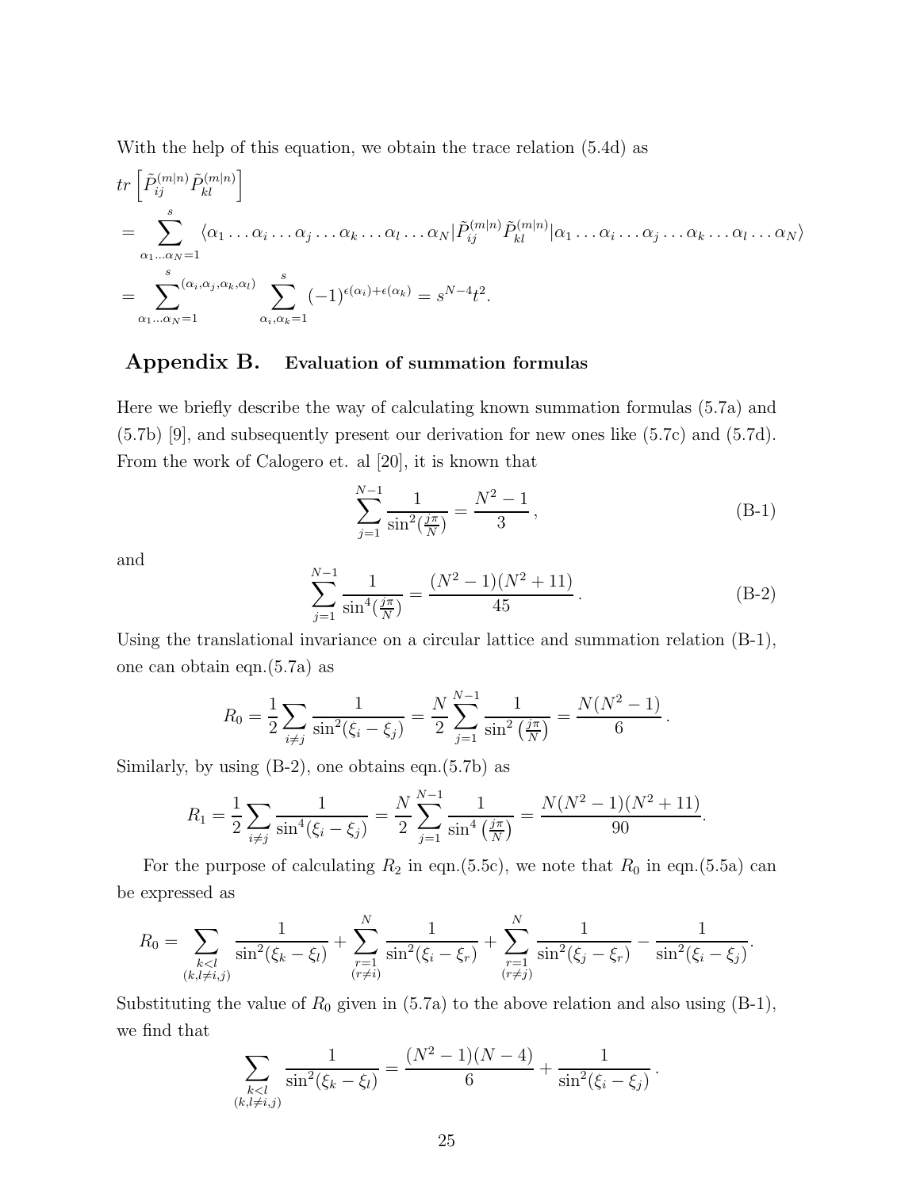With the help of this equation, we obtain the trace relation (5.4d) as

$$
\begin{aligned}
& tr\left[\tilde{P}_{ij}^{(m|n)}\tilde{P}_{kl}^{(m|n)}\right] \\
&= \sum_{\alpha_1\ldots\alpha_N=1}^{s} \langle \alpha_1\ldots\alpha_i\ldots\alpha_j\ldots\alpha_k\ldots\alpha_l\ldots\alpha_N|\tilde{P}_{ij}^{(m|n)}\tilde{P}_{kl}^{(m|n)}|\alpha_1\ldots\alpha_i\ldots\alpha_j\ldots\alpha_k\ldots\alpha_l\ldots\alpha_N\rangle \\
&= \sum_{\alpha_1\ldots\alpha_N=1}^{s\quad(\alpha_i,\alpha_j,\alpha_k,\alpha_l)} \sum_{\alpha_i,\alpha_k=1}^{s} (-1)^{\epsilon(\alpha_i)+\epsilon(\alpha_k)} = s^{N-4}t^2.
\end{aligned}
$$

## Appendix B. Evaluation of summation formulas

Here we briefly describe the way of calculating known summation formulas (5.7a) and (5.7b) [9], and subsequently present our derivation for new ones like (5.7c) and (5.7d). From the work of Calogero et. al [20], it is known that

$$
\sum_{j=1}^{N-1} \frac{1}{\sin^2(\frac{j\pi}{N})} = \frac{N^2-1}{3}\,, \tag{B-1}
$$

and

$$
\sum_{j=1}^{N-1} \frac{1}{\sin^4(\frac{j\pi}{N})} = \frac{(N^2-1)(N^2+11)}{45}\,. \tag{B-2}
$$

Using the translational invariance on a circular lattice and summation relation (B-1), one can obtain eqn.(5.7a) as

$$
R_0 = \frac{1}{2}\sum_{i\neq j}\frac{1}{\sin^2(\xi_i-\xi_j)} = \frac{N}{2}\sum_{j=1}^{N-1}\frac{1}{\sin^2\left(\frac{j\pi}{N}\right)} = \frac{N(N^2-1)}{6}\,.
$$

Similarly, by using (B-2), one obtains eqn.(5.7b) as

$$
R_1 = \frac{1}{2}\sum_{i\neq j}\frac{1}{\sin^4(\xi_i-\xi_j)} = \frac{N}{2}\sum_{j=1}^{N-1}\frac{1}{\sin^4\left(\frac{j\pi}{N}\right)} = \frac{N(N^2-1)(N^2+11)}{90}.
$$

For the purpose of calculating $R_2$ in eqn.(5.5c), we note that $R_0$ in eqn.(5.5a) can be expressed as

$$
R_0 = \sum_{\substack{k<l\\(k,l\neq i,j)}} \frac{1}{\sin^2(\xi_k-\xi_l)} + \sum_{\substack{r=1\\(r\neq i)}}^{N}\frac{1}{\sin^2(\xi_i-\xi_r)} + \sum_{\substack{r=1\\(r\neq j)}}^{N}\frac{1}{\sin^2(\xi_j-\xi_r)} - \frac{1}{\sin^2(\xi_i-\xi_j)}.
$$

Substituting the value of $R_0$ given in (5.7a) to the above relation and also using (B-1), we find that

$$
\sum_{\substack{k<l\\(k,l\neq i,j)}} \frac{1}{\sin^2(\xi_k-\xi_l)} = \frac{(N^2-1)(N-4)}{6} + \frac{1}{\sin^2(\xi_i-\xi_j)}\,.
$$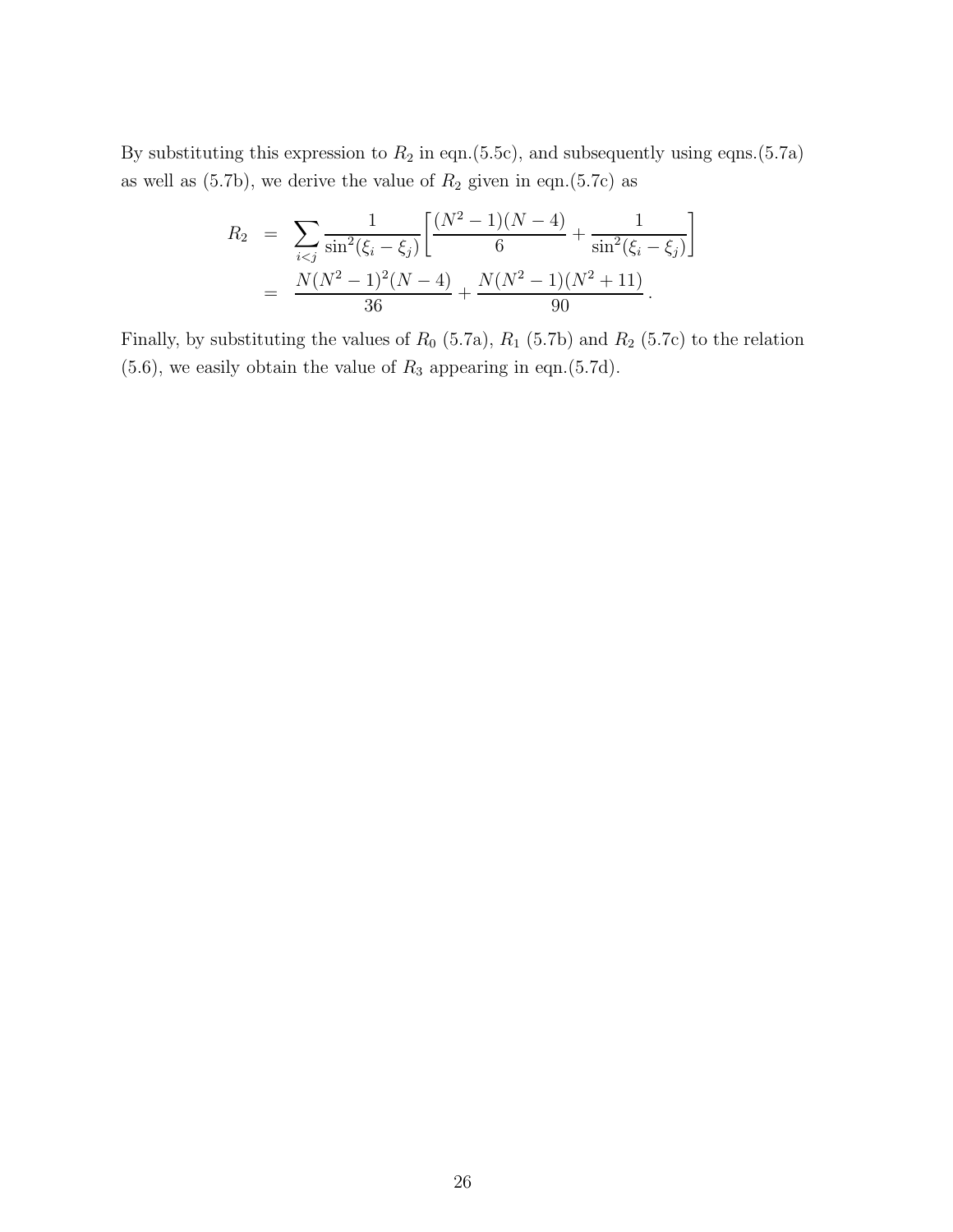By substituting this expression to $R_2$ in eqn.(5.5c), and subsequently using eqns.(5.7a) as well as (5.7b), we derive the value of $R_2$ given in eqn.(5.7c) as

$$
\begin{aligned}
R_2 &= \sum_{i<j} \frac{1}{\sin^2(\xi_i - \xi_j)} \left[ \frac{(N^2-1)(N-4)}{6} + \frac{1}{\sin^2(\xi_i - \xi_j)} \right] \\
&= \frac{N(N^2-1)^2(N-4)}{36} + \frac{N(N^2-1)(N^2+11)}{90} \, .
\end{aligned}
$$

Finally, by substituting the values of $R_0$ (5.7a), $R_1$ (5.7b) and $R_2$ (5.7c) to the relation (5.6), we easily obtain the value of $R_3$ appearing in eqn.(5.7d).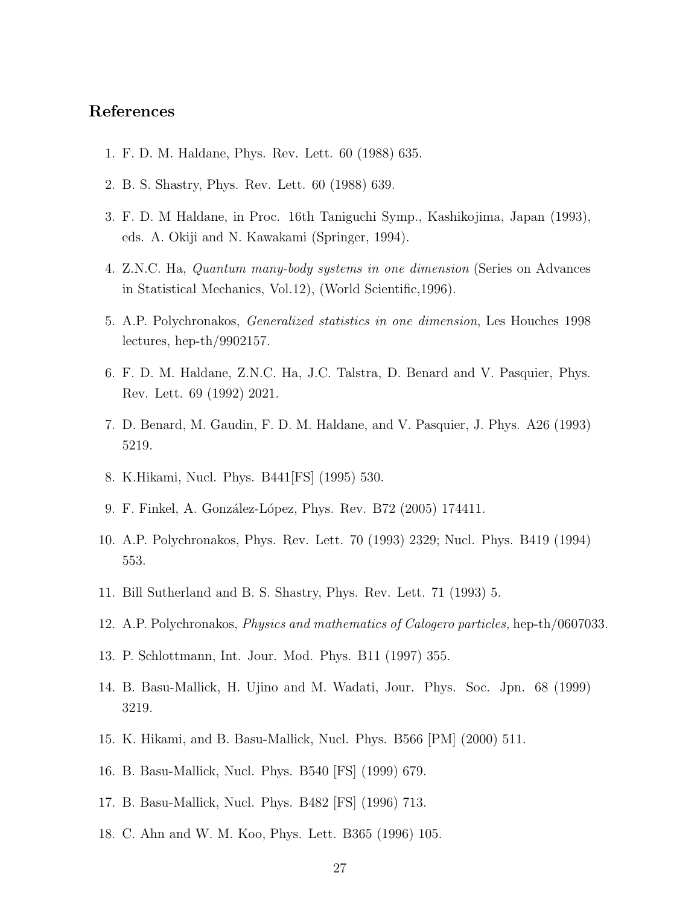## References

1. F. D. M. Haldane, Phys. Rev. Lett. 60 (1988) 635.
2. B. S. Shastry, Phys. Rev. Lett. 60 (1988) 639.
3. F. D. M Haldane, in Proc. 16th Taniguchi Symp., Kashikojima, Japan (1993), eds. A. Okiji and N. Kawakami (Springer, 1994).
4. Z.N.C. Ha, *Quantum many-body systems in one dimension* (Series on Advances in Statistical Mechanics, Vol.12), (World Scientific,1996).
5. A.P. Polychronakos, *Generalized statistics in one dimension*, Les Houches 1998 lectures, hep-th/9902157.
6. F. D. M. Haldane, Z.N.C. Ha, J.C. Talstra, D. Benard and V. Pasquier, Phys. Rev. Lett. 69 (1992) 2021.
7. D. Benard, M. Gaudin, F. D. M. Haldane, and V. Pasquier, J. Phys. A26 (1993) 5219.
8. K.Hikami, Nucl. Phys. B441[FS] (1995) 530.
9. F. Finkel, A. González-López, Phys. Rev. B72 (2005) 174411.
10. A.P. Polychronakos, Phys. Rev. Lett. 70 (1993) 2329; Nucl. Phys. B419 (1994) 553.
11. Bill Sutherland and B. S. Shastry, Phys. Rev. Lett. 71 (1993) 5.
12. A.P. Polychronakos, *Physics and mathematics of Calogero particles,* hep-th/0607033.
13. P. Schlottmann, Int. Jour. Mod. Phys. B11 (1997) 355.
14. B. Basu-Mallick, H. Ujino and M. Wadati, Jour. Phys. Soc. Jpn. 68 (1999) 3219.
15. K. Hikami, and B. Basu-Mallick, Nucl. Phys. B566 [PM] (2000) 511.
16. B. Basu-Mallick, Nucl. Phys. B540 [FS] (1999) 679.
17. B. Basu-Mallick, Nucl. Phys. B482 [FS] (1996) 713.
18. C. Ahn and W. M. Koo, Phys. Lett. B365 (1996) 105.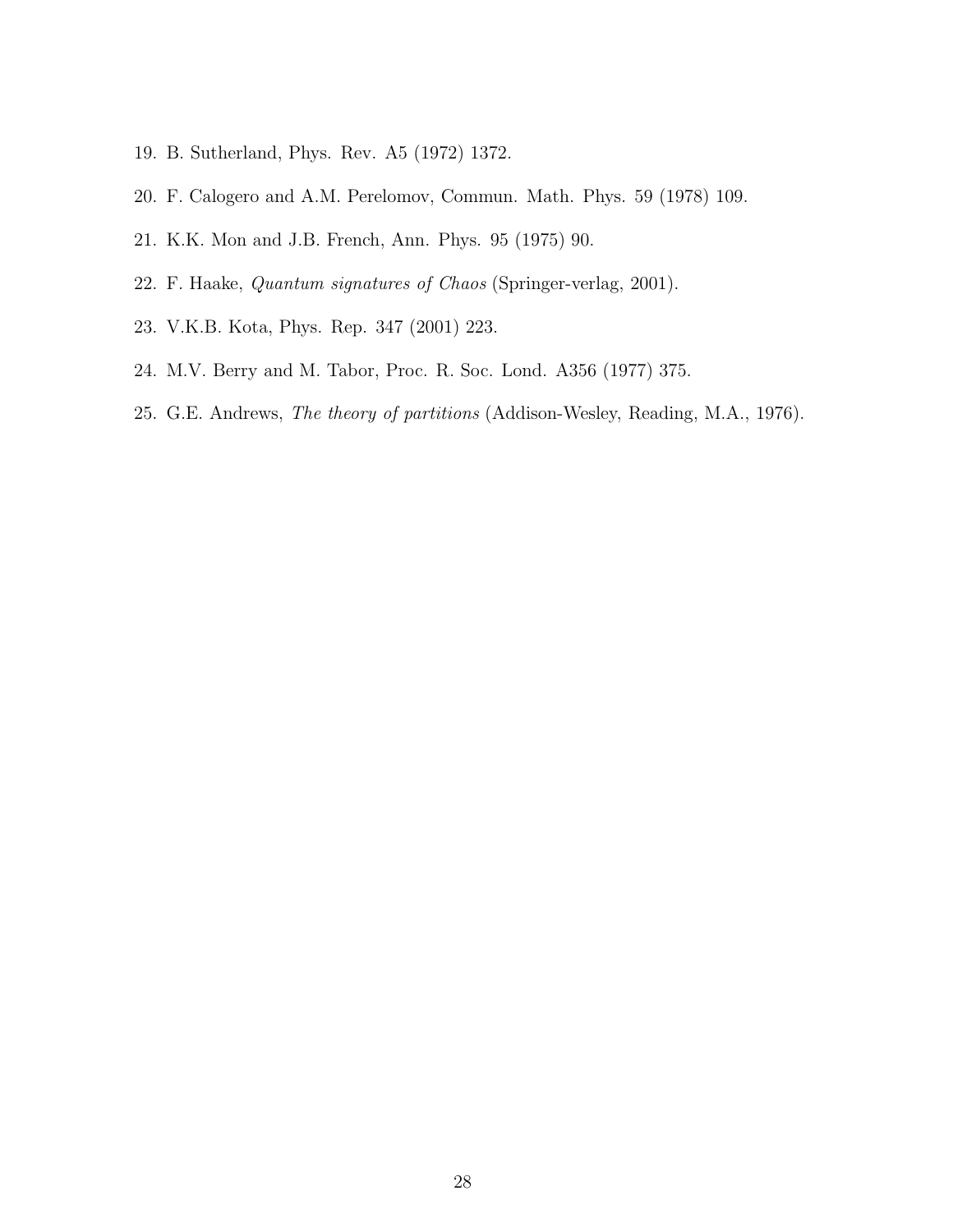19. B. Sutherland, Phys. Rev. A5 (1972) 1372.
20. F. Calogero and A.M. Perelomov, Commun. Math. Phys. 59 (1978) 109.
21. K.K. Mon and J.B. French, Ann. Phys. 95 (1975) 90.
22. F. Haake, *Quantum signatures of Chaos* (Springer-verlag, 2001).
23. V.K.B. Kota, Phys. Rep. 347 (2001) 223.
24. M.V. Berry and M. Tabor, Proc. R. Soc. Lond. A356 (1977) 375.
25. G.E. Andrews, *The theory of partitions* (Addison-Wesley, Reading, M.A., 1976).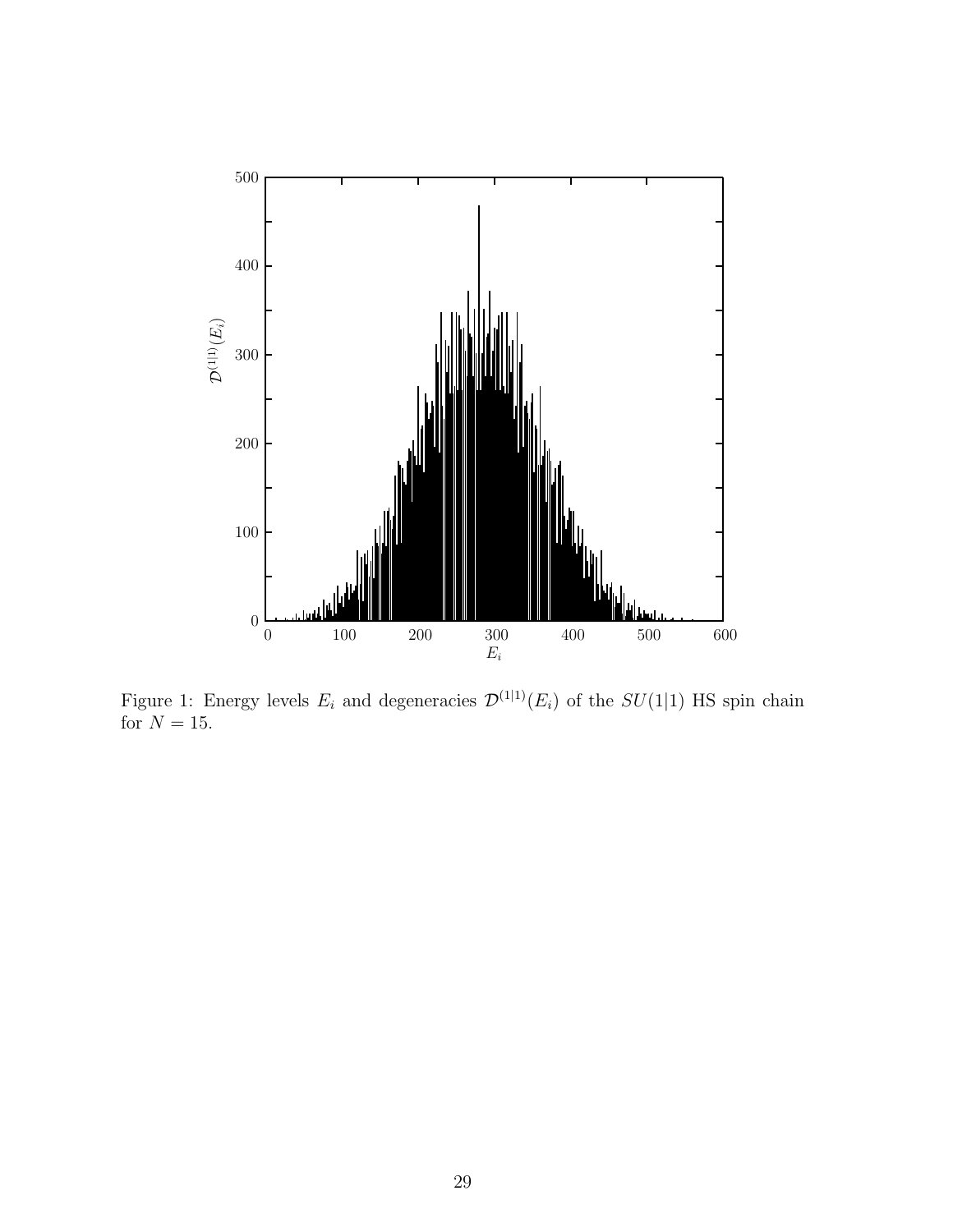Figure 1: Energy levels $E_i$ and degeneracies $\mathcal{D}^{(1|1)}(E_i)$ of the $SU(1|1)$ HS spin chain for $N = 15$.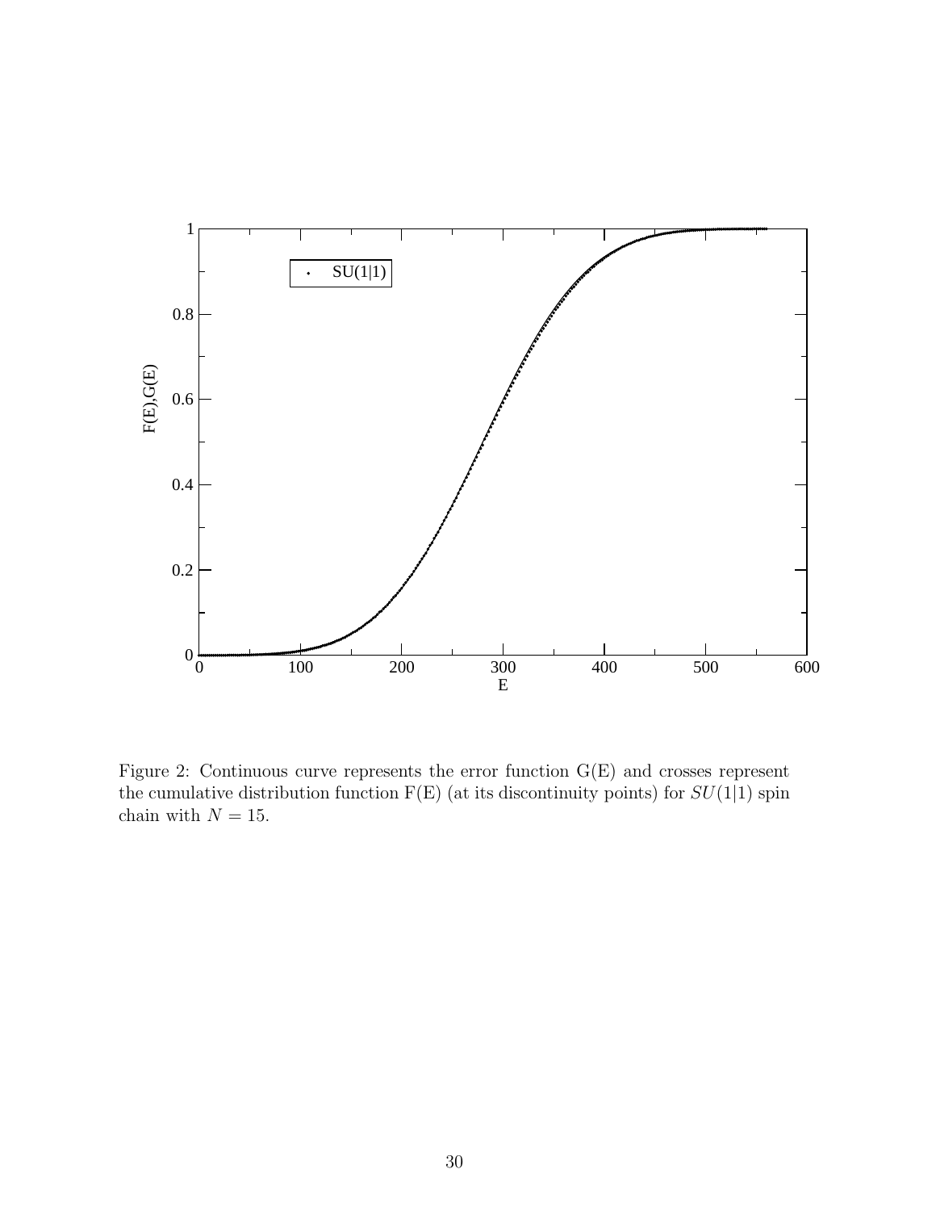Figure 2: Continuous curve represents the error function G(E) and crosses represent the cumulative distribution function F(E) (at its discontinuity points) for $SU(1|1)$ spin chain with $N = 15$.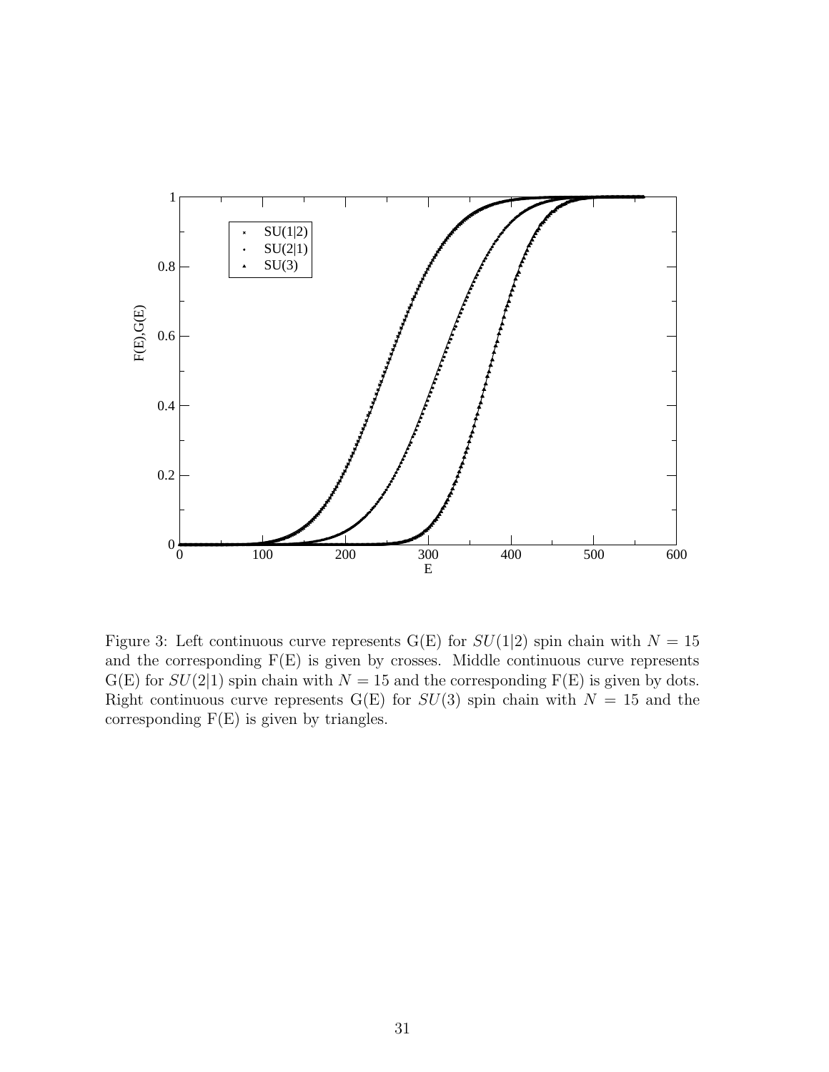Figure 3: Left continuous curve represents G(E) for $SU(1|2)$ spin chain with $N = 15$ and the corresponding F(E) is given by crosses. Middle continuous curve represents G(E) for $SU(2|1)$ spin chain with $N = 15$ and the corresponding F(E) is given by dots. Right continuous curve represents G(E) for $SU(3)$ spin chain with $N = 15$ and the corresponding F(E) is given by triangles.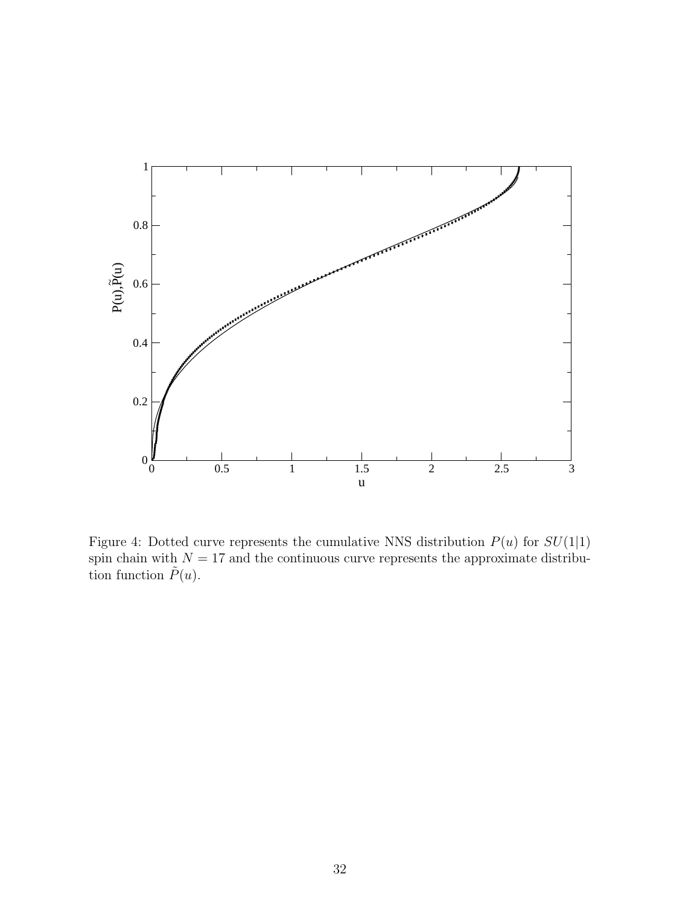P(u),$\tilde{P}$(u)

1
0.8
0.6
0.4
0.2
0

0
0.5
1
1.5
2
2.5
3

u

Figure 4: Dotted curve represents the cumulative NNS distribution $P(u)$ for $SU(1|1)$ spin chain with $N = 17$ and the continuous curve represents the approximate distribution function $\tilde{P}(u)$.